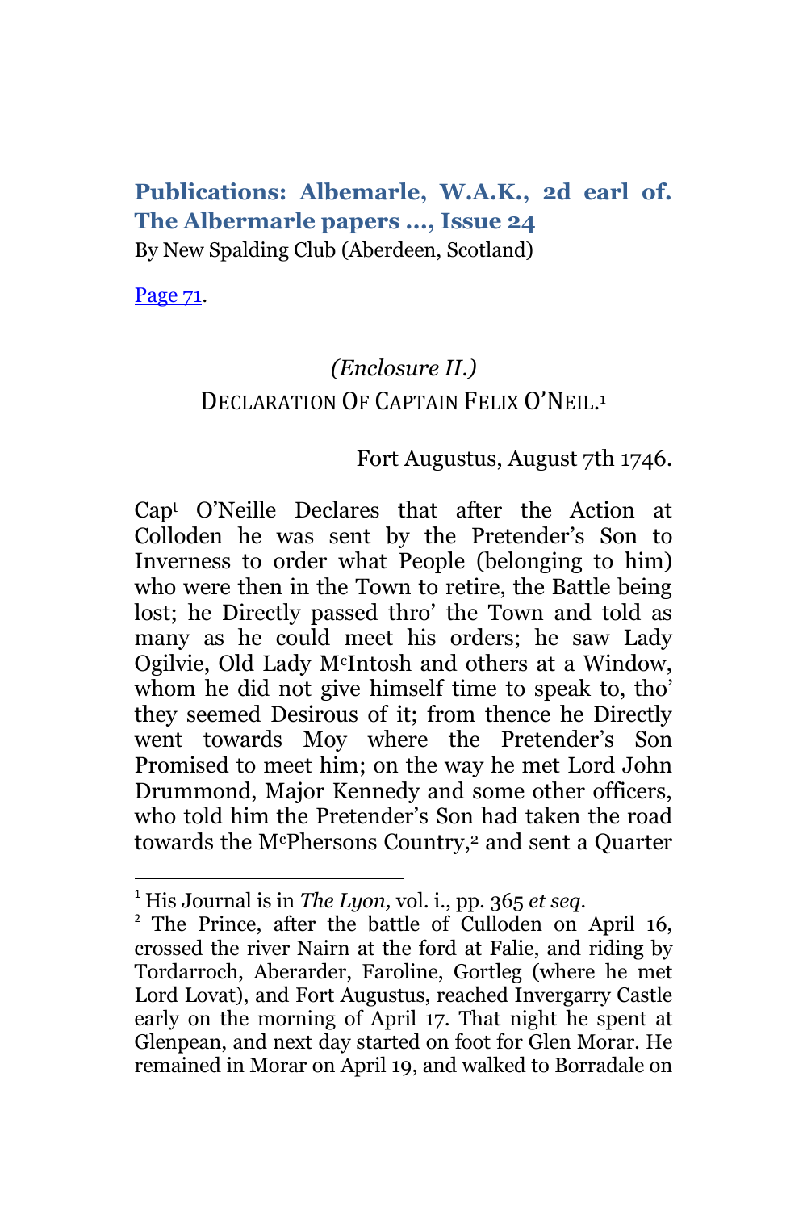## Publications: Albemarle, W.A.K., 2d earl of. The Albermarle papers ..., Issue 24

By New Spalding Club (Aberdeen, Scotland)

Page 71.

*(Enclosure II.)*

### DECLARATION OF CAPTAIN FELIX O'NEIL.[1]

Fort Augustus, August 7th 1746.

Capt O'Neille Declares that after the Action at Colloden he was sent by the Pretender's Son to Inverness to order what People (belonging to him) who were then in the Town to retire, the Battle being lost; he Directly passed thro' the Town and told as many as he could meet his orders; he saw Lady Ogilvie, Old Lady McIntosh and others at a Window, whom he did not give himself time to speak to, tho' they seemed Desirous of it; from thence he Directly went towards Moy where the Pretender's Son Promised to meet him; on the way he met Lord John Drummond, Major Kennedy and some other officers, who told him the Pretender's Son had taken the road towards the McPhersons Country,[2] and sent a Quarter

---

[1] His Journal is in *The Lyon,* vol. i., pp. 365 *et seq.*

[2] The Prince, after the battle of Culloden on April 16, crossed the river Nairn at the ford at Falie, and riding by Tordarroch, Aberarder, Faroline, Gortleg (where he met Lord Lovat), and Fort Augustus, reached Invergarry Castle early on the morning of April 17. That night he spent at Glenpean, and next day started on foot for Glen Morar. He remained in Morar on April 19, and walked to Borradale on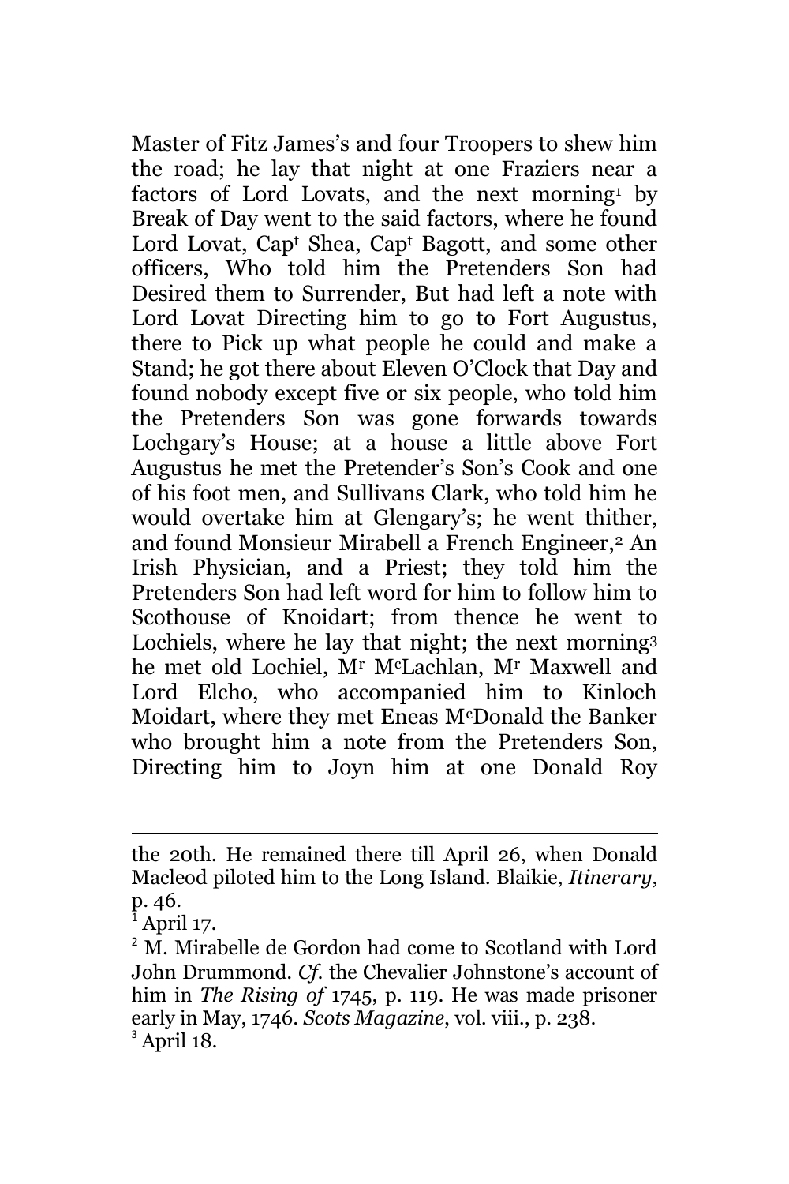Master of Fitz James's and four Troopers to shew him the road; he lay that night at one Fraziers near a factors of Lord Lovats, and the next morning[1] by Break of Day went to the said factors, where he found Lord Lovat, Cap$^{t}$ Shea, Cap$^{t}$ Bagott, and some other officers, Who told him the Pretenders Son had Desired them to Surrender, But had left a note with Lord Lovat Directing him to go to Fort Augustus, there to Pick up what people he could and make a Stand; he got there about Eleven O'Clock that Day and found nobody except five or six people, who told him the Pretenders Son was gone forwards towards Lochgary's House; at a house a little above Fort Augustus he met the Pretender's Son's Cook and one of his foot men, and Sullivans Clark, who told him he would overtake him at Glengary's; he went thither, and found Monsieur Mirabell a French Engineer,[2] An Irish Physician, and a Priest; they told him the Pretenders Son had left word for him to follow him to Scothouse of Knoidart; from thence he went to Lochiels, where he lay that night; the next morning[3] he met old Lochiel, M$^{r}$ M$^{c}$Lachlan, M$^{r}$ Maxwell and Lord Elcho, who accompanied him to Kinloch Moidart, where they met Eneas M$^{c}$Donald the Banker who brought him a note from the Pretenders Son, Directing him to Joyn him at one Donald Roy

---

the 20th. He remained there till April 26, when Donald Macleod piloted him to the Long Island. Blaikie, *Itinerary*, p. 46.

[1] April 17.

[2] M. Mirabelle de Gordon had come to Scotland with Lord John Drummond. *Cf.* the Chevalier Johnstone's account of him in *The Rising of* 1745, p. 119. He was made prisoner early in May, 1746. *Scots Magazine*, vol. viii., p. 238.

[3] April 18.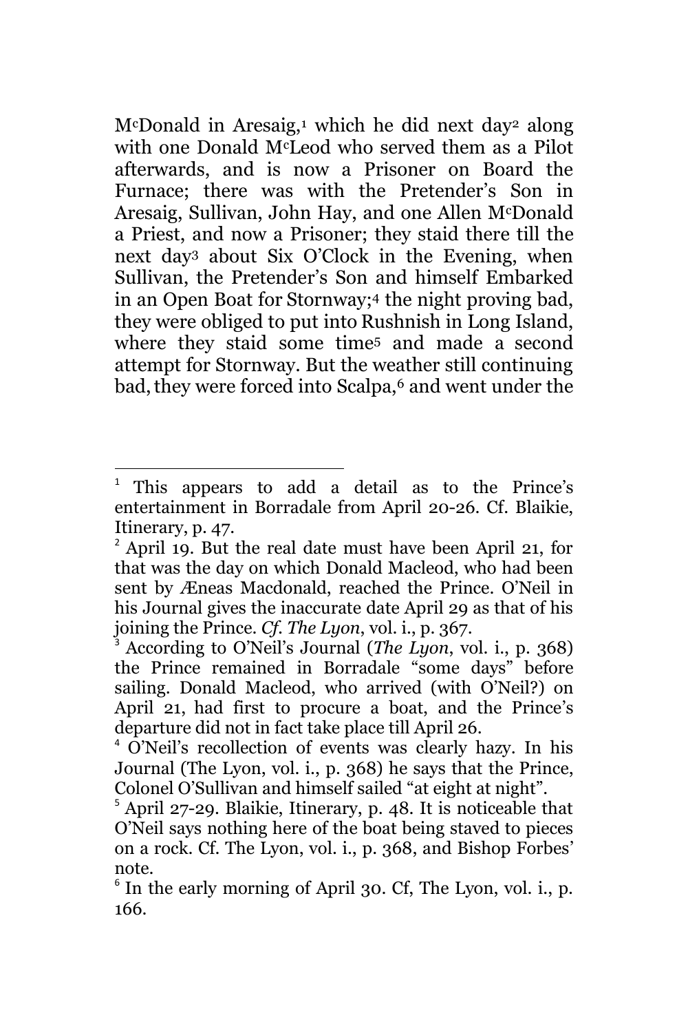M^cDonald in Aresaig,[1] which he did next day[2] along with one Donald M^cLeod who served them as a Pilot afterwards, and is now a Prisoner on Board the Furnace; there was with the Pretender's Son in Aresaig, Sullivan, John Hay, and one Allen M^cDonald a Priest, and now a Prisoner; they staid there till the next day[3] about Six O'Clock in the Evening, when Sullivan, the Pretender's Son and himself Embarked in an Open Boat for Stornway;[4] the night proving bad, they were obliged to put into Rushnish in Long Island, where they staid some time[5] and made a second attempt for Stornway. But the weather still continuing bad, they were forced into Scalpa,[6] and went under the

---

[1] This appears to add a detail as to the Prince's entertainment in Borradale from April 20-26. Cf. Blaikie, Itinerary, p. 47.

[2] April 19. But the real date must have been April 21, for that was the day on which Donald Macleod, who had been sent by Æneas Macdonald, reached the Prince. O'Neil in his Journal gives the inaccurate date April 29 as that of his joining the Prince. *Cf. The Lyon*, vol. i., p. 367.

[3] According to O'Neil's Journal (*The Lyon*, vol. i., p. 368) the Prince remained in Borradale "some days" before sailing. Donald Macleod, who arrived (with O'Neil?) on April 21, had first to procure a boat, and the Prince's departure did not in fact take place till April 26.

[4] O'Neil's recollection of events was clearly hazy. In his Journal (The Lyon, vol. i., p. 368) he says that the Prince, Colonel O'Sullivan and himself sailed "at eight at night".

[5] April 27-29. Blaikie, Itinerary, p. 48. It is noticeable that O'Neil says nothing here of the boat being staved to pieces on a rock. Cf. The Lyon, vol. i., p. 368, and Bishop Forbes' note.

[6] In the early morning of April 30. Cf, The Lyon, vol. i., p. 166.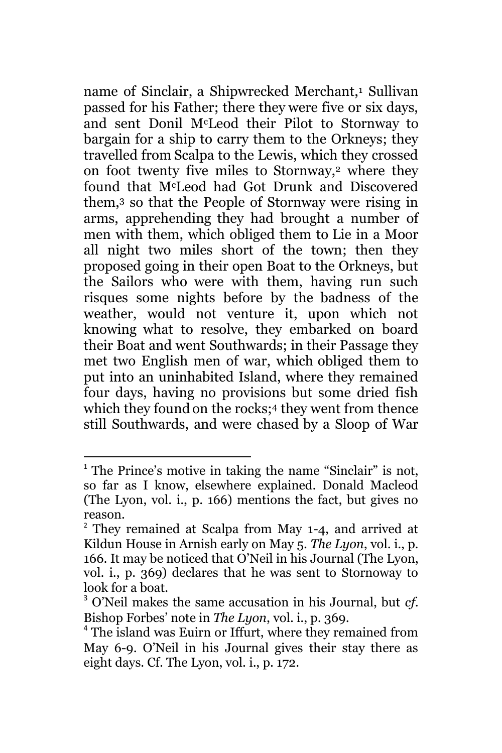name of Sinclair, a Shipwrecked Merchant,[1] Sullivan passed for his Father; there they were five or six days, and sent Donil M^c^Leod their Pilot to Stornway to bargain for a ship to carry them to the Orkneys; they travelled from Scalpa to the Lewis, which they crossed on foot twenty five miles to Stornway,[2] where they found that M^c^Leod had Got Drunk and Discovered them,[3] so that the People of Stornway were rising in arms, apprehending they had brought a number of men with them, which obliged them to Lie in a Moor all night two miles short of the town; then they proposed going in their open Boat to the Orkneys, but the Sailors who were with them, having run such risques some nights before by the badness of the weather, would not venture it, upon which not knowing what to resolve, they embarked on board their Boat and went Southwards; in their Passage they met two English men of war, which obliged them to put into an uninhabited Island, where they remained four days, having no provisions but some dried fish which they found on the rocks;[4] they went from thence still Southwards, and were chased by a Sloop of War

---

[1] The Prince's motive in taking the name "Sinclair" is not, so far as I know, elsewhere explained. Donald Macleod (The Lyon, vol. i., p. 166) mentions the fact, but gives no reason.

[2] They remained at Scalpa from May 1-4, and arrived at Kildun House in Arnish early on May 5. *The Lyon*, vol. i., p. 166. It may be noticed that O'Neil in his Journal (The Lyon, vol. i., p. 369) declares that he was sent to Stornoway to look for a boat.

[3] O'Neil makes the same accusation in his Journal, but *cf*. Bishop Forbes' note in *The Lyon*, vol. i., p. 369.

[4] The island was Euirn or Iffurt, where they remained from May 6-9. O'Neil in his Journal gives their stay there as eight days. Cf. The Lyon, vol. i., p. 172.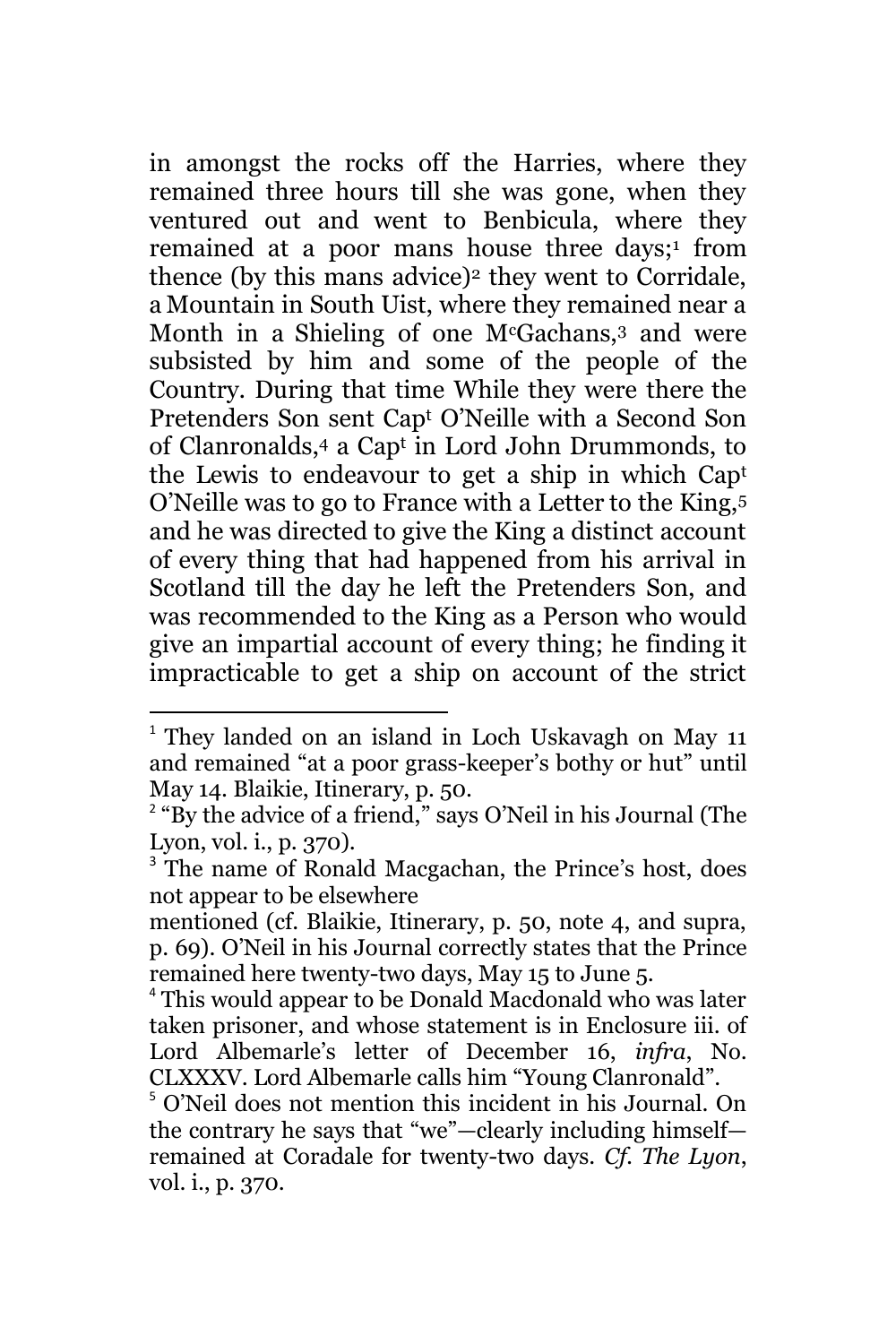in amongst the rocks off the Harries, where they remained three hours till she was gone, when they ventured out and went to Benbicula, where they remained at a poor mans house three days;[1] from thence (by this mans advice)[2] they went to Corridale, a Mountain in South Uist, where they remained near a Month in a Shieling of one M^c^Gachans,[3] and were subsisted by him and some of the people of the Country. During that time While they were there the Pretenders Son sent Cap^t^ O'Neille with a Second Son of Clanronalds,[4] a Cap^t^ in Lord John Drummonds, to the Lewis to endeavour to get a ship in which Cap^t^ O'Neille was to go to France with a Letter to the King,[5] and he was directed to give the King a distinct account of every thing that had happened from his arrival in Scotland till the day he left the Pretenders Son, and was recommended to the King as a Person who would give an impartial account of every thing; he finding it impracticable to get a ship on account of the strict

---

[1] They landed on an island in Loch Uskavagh on May 11 and remained "at a poor grass-keeper's bothy or hut" until May 14. Blaikie, Itinerary, p. 50.

[2] "By the advice of a friend," says O'Neil in his Journal (The Lyon, vol. i., p. 370).

[3] The name of Ronald Macgachan, the Prince's host, does not appear to be elsewhere mentioned (cf. Blaikie, Itinerary, p. 50, note 4, and supra, p. 69). O'Neil in his Journal correctly states that the Prince remained here twenty-two days, May 15 to June 5.

[4] This would appear to be Donald Macdonald who was later taken prisoner, and whose statement is in Enclosure iii. of Lord Albemarle's letter of December 16, *infra*, No. CLXXXV. Lord Albemarle calls him "Young Clanronald".

[5] O'Neil does not mention this incident in his Journal. On the contrary he says that "we"—clearly including himself—remained at Coradale for twenty-two days. *Cf. The Lyon*, vol. i., p. 370.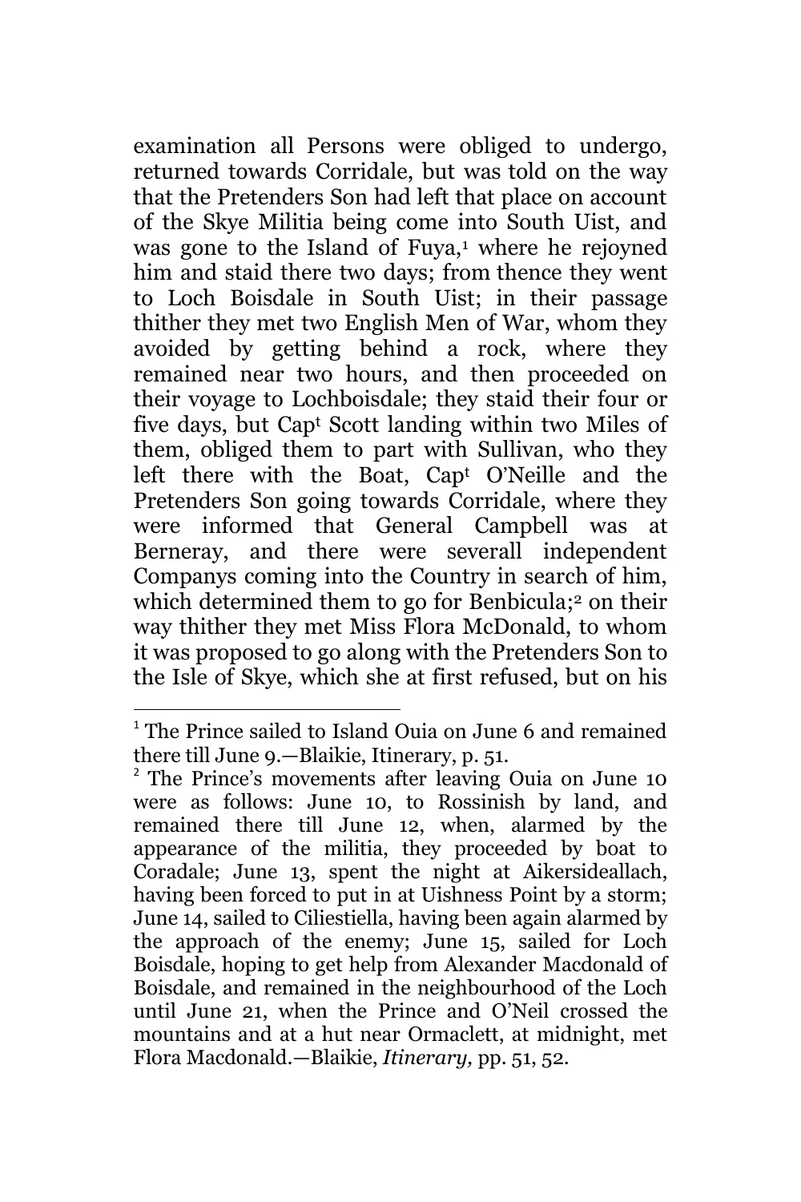examination all Persons were obliged to undergo, returned towards Corridale, but was told on the way that the Pretenders Son had left that place on account of the Skye Militia being come into South Uist, and was gone to the Island of Fuya,[1] where he rejoyned him and staid there two days; from thence they went to Loch Boisdale in South Uist; in their passage thither they met two English Men of War, whom they avoided by getting behind a rock, where they remained near two hours, and then proceeded on their voyage to Lochboisdale; they staid their four or five days, but Capt Scott landing within two Miles of them, obliged them to part with Sullivan, who they left there with the Boat, Capt O'Neille and the Pretenders Son going towards Corridale, where they were informed that General Campbell was at Berneray, and there were severall independent Companys coming into the Country in search of him, which determined them to go for Benbicula;[2] on their way thither they met Miss Flora McDonald, to whom it was proposed to go along with the Pretenders Son to the Isle of Skye, which she at first refused, but on his

---

[1] The Prince sailed to Island Ouia on June 6 and remained there till June 9.—Blaikie, Itinerary, p. 51.

[2] The Prince's movements after leaving Ouia on June 10 were as follows: June 10, to Rossinish by land, and remained there till June 12, when, alarmed by the appearance of the militia, they proceeded by boat to Coradale; June 13, spent the night at Aikersideallach, having been forced to put in at Uishness Point by a storm; June 14, sailed to Ciliestiella, having been again alarmed by the approach of the enemy; June 15, sailed for Loch Boisdale, hoping to get help from Alexander Macdonald of Boisdale, and remained in the neighbourhood of the Loch until June 21, when the Prince and O'Neil crossed the mountains and at a hut near Ormaclett, at midnight, met Flora Macdonald.—Blaikie, *Itinerary,* pp. 51, 52.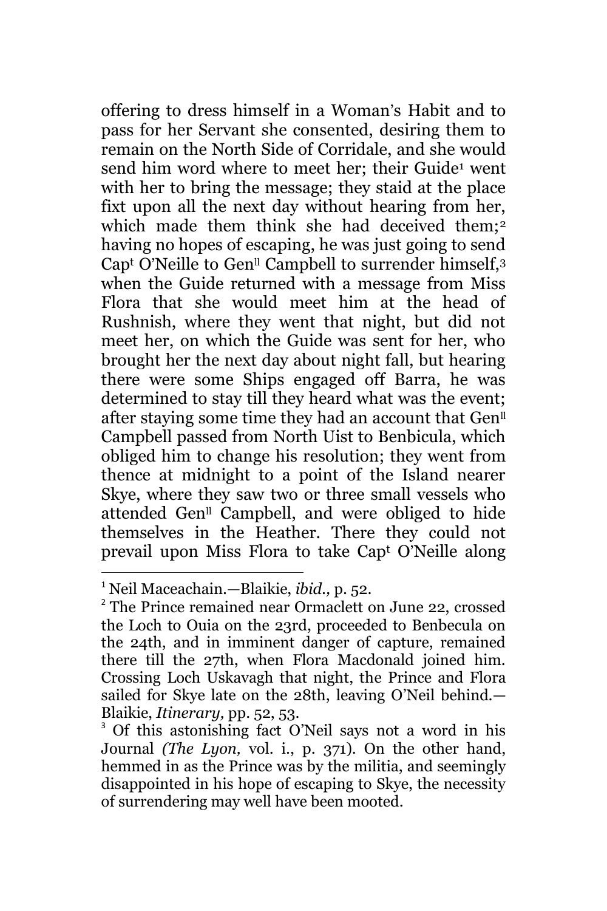offering to dress himself in a Woman's Habit and to pass for her Servant she consented, desiring them to remain on the North Side of Corridale, and she would send him word where to meet her; their Guide[1] went with her to bring the message; they staid at the place fixt upon all the next day without hearing from her, which made them think she had deceived them;[2] having no hopes of escaping, he was just going to send Capt O'Neille to Genll Campbell to surrender himself,[3] when the Guide returned with a message from Miss Flora that she would meet him at the head of Rushnish, where they went that night, but did not meet her, on which the Guide was sent for her, who brought her the next day about night fall, but hearing there were some Ships engaged off Barra, he was determined to stay till they heard what was the event; after staying some time they had an account that Genll Campbell passed from North Uist to Benbicula, which obliged him to change his resolution; they went from thence at midnight to a point of the Island nearer Skye, where they saw two or three small vessels who attended Genll Campbell, and were obliged to hide themselves in the Heather. There they could not prevail upon Miss Flora to take Capt O'Neille along

---

[1] Neil Maceachain.—Blaikie, *ibid.,* p. 52.

[2] The Prince remained near Ormaclett on June 22, crossed the Loch to Ouia on the 23rd, proceeded to Benbecula on the 24th, and in imminent danger of capture, remained there till the 27th, when Flora Macdonald joined him. Crossing Loch Uskavagh that night, the Prince and Flora sailed for Skye late on the 28th, leaving O'Neil behind.—Blaikie, *Itinerary,* pp. 52, 53.

[3] Of this astonishing fact O'Neil says not a word in his Journal *(The Lyon,* vol. i., p. 371). On the other hand, hemmed in as the Prince was by the militia, and seemingly disappointed in his hope of escaping to Skye, the necessity of surrendering may well have been mooted.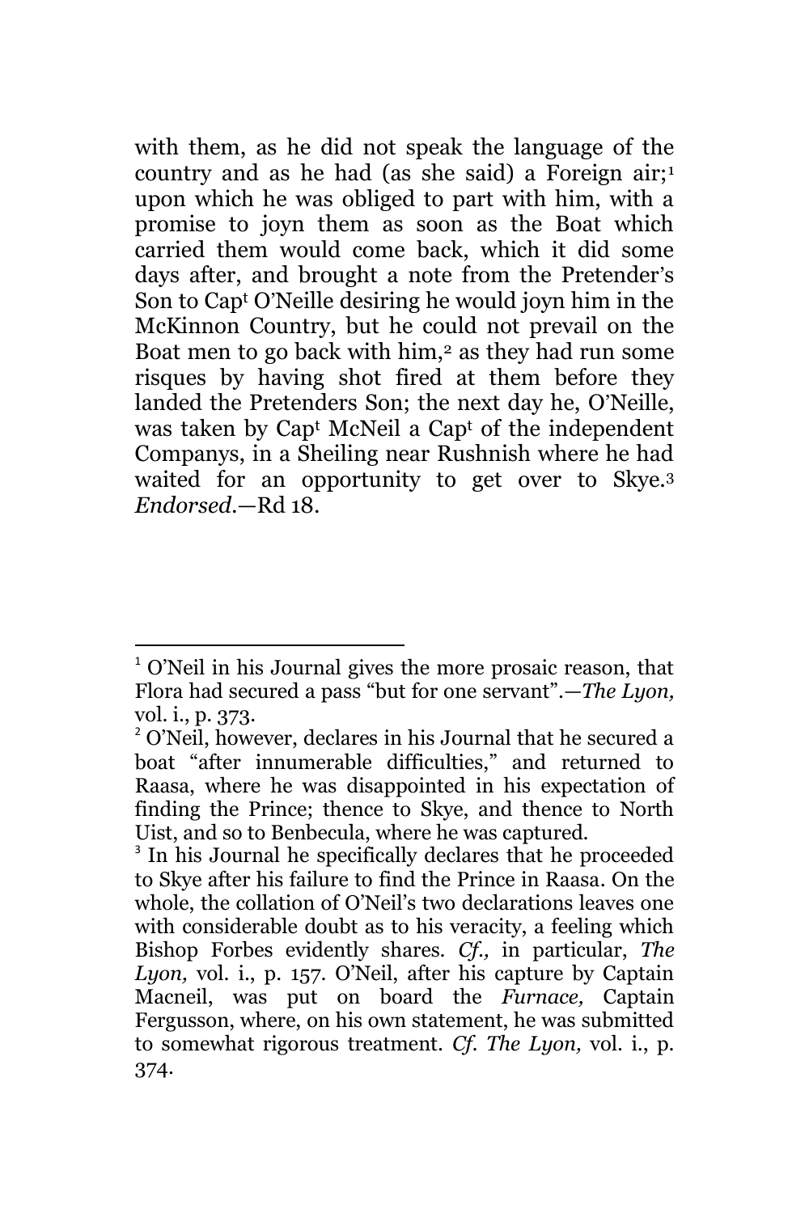with them, as he did not speak the language of the country and as he had (as she said) a Foreign air;[1] upon which he was obliged to part with him, with a promise to joyn them as soon as the Boat which carried them would come back, which it did some days after, and brought a note from the Pretender's Son to Cap^t O'Neille desiring he would joyn him in the McKinnon Country, but he could not prevail on the Boat men to go back with him,[2] as they had run some risques by having shot fired at them before they landed the Pretenders Son; the next day he, O'Neille, was taken by Cap^t McNeil a Cap^t of the independent Companys, in a Sheiling near Rushnish where he had waited for an opportunity to get over to Skye.[3] *Endorsed.*—Rd 18.

---

[1] O'Neil in his Journal gives the more prosaic reason, that Flora had secured a pass "but for one servant".—*The Lyon,* vol. i., p. 373.

[2] O'Neil, however, declares in his Journal that he secured a boat "after innumerable difficulties," and returned to Raasa, where he was disappointed in his expectation of finding the Prince; thence to Skye, and thence to North Uist, and so to Benbecula, where he was captured.

[3] In his Journal he specifically declares that he proceeded to Skye after his failure to find the Prince in Raasa. On the whole, the collation of O'Neil's two declarations leaves one with considerable doubt as to his veracity, a feeling which Bishop Forbes evidently shares. *Cf.,* in particular, *The Lyon,* vol. i., p. 157. O'Neil, after his capture by Captain Macneil, was put on board the *Furnace,* Captain Fergusson, where, on his own statement, he was submitted to somewhat rigorous treatment. *Cf. The Lyon,* vol. i., p. 374.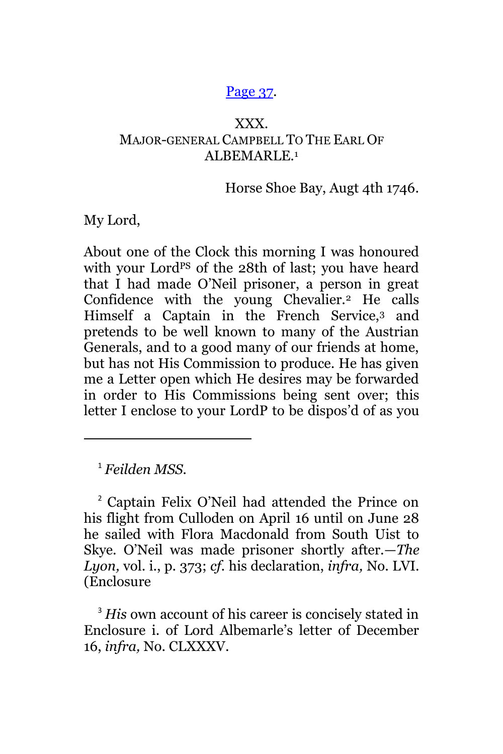[Page 37](#page37).

XXX.
MAJOR-GENERAL CAMPBELL TO THE EARL OF ALBEMARLE.[1]

Horse Shoe Bay, Augt 4th 1746.

My Lord,

About one of the Clock this morning I was honoured with your Lord^ps^ of the 28th of last; you have heard that I had made O'Neil prisoner, a person in great Confidence with the young Chevalier.[2] He calls Himself a Captain in the French Service,[3] and pretends to be well known to many of the Austrian Generals, and to a good many of our friends at home, but has not His Commission to produce. He has given me a Letter open which He desires may be forwarded in order to His Commissions being sent over; this letter I enclose to your LordP to be dispos'd of as you

---

[1] *Feilden MSS.*

[2] Captain Felix O'Neil had attended the Prince on his flight from Culloden on April 16 until on June 28 he sailed with Flora Macdonald from South Uist to Skye. O'Neil was made prisoner shortly after.—*The Lyon,* vol. i., p. 373; *cf.* his declaration, *infra,* No. LVI. (Enclosure

[3] *His* own account of his career is concisely stated in Enclosure i. of Lord Albemarle's letter of December 16, *infra,* No. CLXXXV.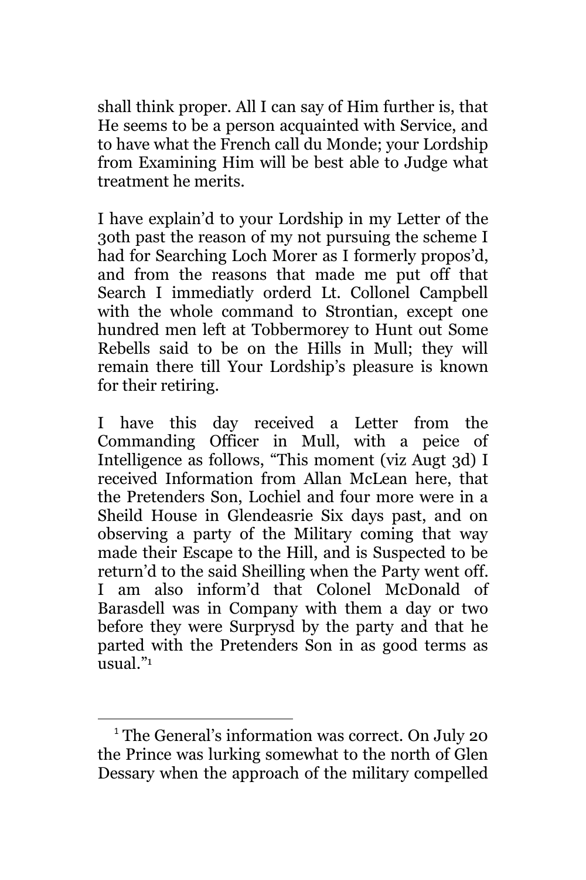shall think proper. All I can say of Him further is, that He seems to be a person acquainted with Service, and to have what the French call du Monde; your Lordship from Examining Him will be best able to Judge what treatment he merits.

I have explain'd to your Lordship in my Letter of the 30th past the reason of my not pursuing the scheme I had for Searching Loch Morer as I formerly propos'd, and from the reasons that made me put off that Search I immediatly orderd Lt. Collonel Campbell with the whole command to Strontian, except one hundred men left at Tobbermorey to Hunt out Some Rebells said to be on the Hills in Mull; they will remain there till Your Lordship's pleasure is known for their retiring.

I have this day received a Letter from the Commanding Officer in Mull, with a peice of Intelligence as follows, "This moment (viz Augt 3d) I received Information from Allan McLean here, that the Pretenders Son, Lochiel and four more were in a Sheild House in Glendeasrie Six days past, and on observing a party of the Military coming that way made their Escape to the Hill, and is Suspected to be return'd to the said Sheilling when the Party went off. I am also inform'd that Colonel McDonald of Barasdell was in Company with them a day or two before they were Surprysd by the party and that he parted with the Pretenders Son in as good terms as usual."[1]

---

[1] The General's information was correct. On July 20 the Prince was lurking somewhat to the north of Glen Dessary when the approach of the military compelled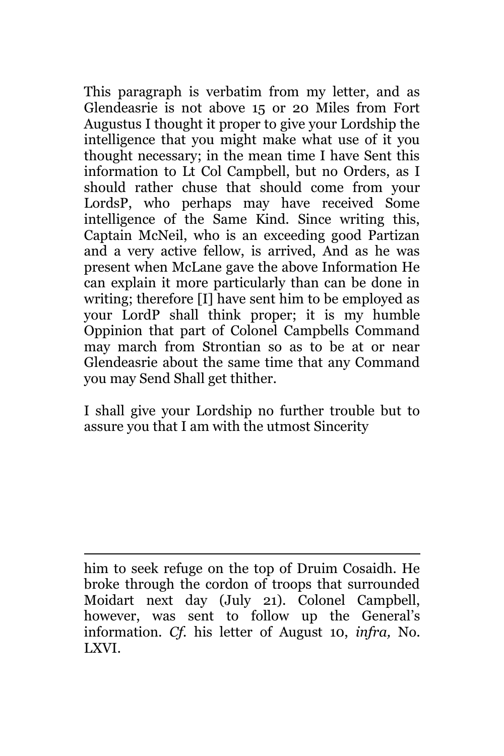This paragraph is verbatim from my letter, and as Glendeasrie is not above 15 or 20 Miles from Fort Augustus I thought it proper to give your Lordship the intelligence that you might make what use of it you thought necessary; in the mean time I have Sent this information to Lt Col Campbell, but no Orders, as I should rather chuse that should come from your LordsP, who perhaps may have received Some intelligence of the Same Kind. Since writing this, Captain McNeil, who is an exceeding good Partizan and a very active fellow, is arrived, And as he was present when McLane gave the above Information He can explain it more particularly than can be done in writing; therefore [I] have sent him to be employed as your LordP shall think proper; it is my humble Oppinion that part of Colonel Campbells Command may march from Strontian so as to be at or near Glendeasrie about the same time that any Command you may Send Shall get thither.

I shall give your Lordship no further trouble but to assure you that I am with the utmost Sincerity

---

him to seek refuge on the top of Druim Cosaidh. He broke through the cordon of troops that surrounded Moidart next day (July 21). Colonel Campbell, however, was sent to follow up the General's information. *Cf.* his letter of August 10, *infra,* No. LXVI.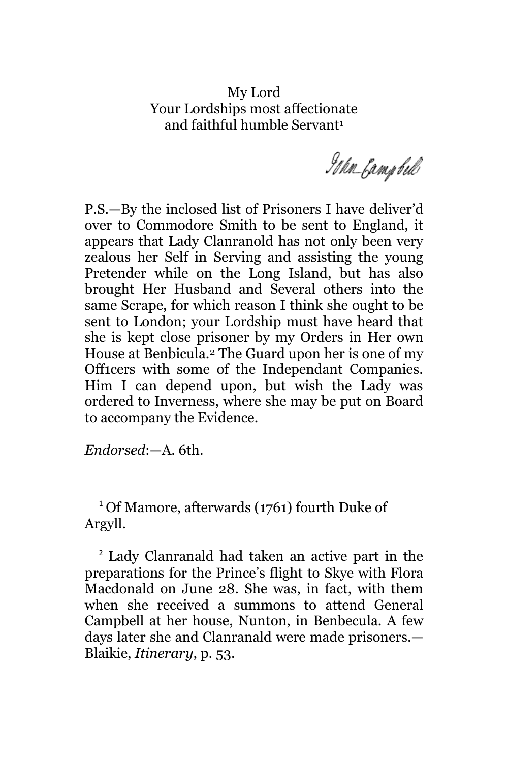My Lord
Your Lordships most affectionate
and faithful humble Servant[1]

John Campbell

P.S.—By the inclosed list of Prisoners I have deliver'd over to Commodore Smith to be sent to England, it appears that Lady Clanranold has not only been very zealous her Self in Serving and assisting the young Pretender while on the Long Island, but has also brought Her Husband and Several others into the same Scrape, for which reason I think she ought to be sent to London; your Lordship must have heard that she is kept close prisoner by my Orders in Her own House at Benbicula.[2] The Guard upon her is one of my Off1cers with some of the Independant Companies. Him I can depend upon, but wish the Lady was ordered to Inverness, where she may be put on Board to accompany the Evidence.

*Endorsed*:—A. 6th.

---

[1] Of Mamore, afterwards (1761) fourth Duke of Argyll.

[2] Lady Clanranald had taken an active part in the preparations for the Prince's flight to Skye with Flora Macdonald on June 28. She was, in fact, with them when she received a summons to attend General Campbell at her house, Nunton, in Benbecula. A few days later she and Clanranald were made prisoners.—Blaikie, *Itinerary*, p. 53.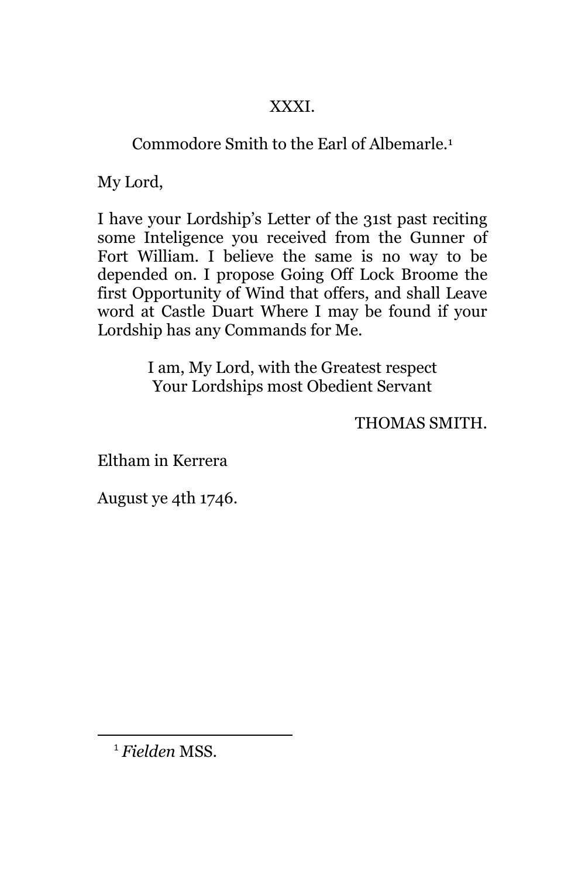## XXXI.

### Commodore Smith to the Earl of Albemarle.[1]

My Lord,

I have your Lordship's Letter of the 31st past reciting some Inteligence you received from the Gunner of Fort William. I believe the same is no way to be depended on. I propose Going Off Lock Broome the first Opportunity of Wind that offers, and shall Leave word at Castle Duart Where I may be found if your Lordship has any Commands for Me.

I am, My Lord, with the Greatest respect
Your Lordships most Obedient Servant

THOMAS SMITH.

Eltham in Kerrera

August ye 4th 1746.

---

[1] *Fielden* MSS.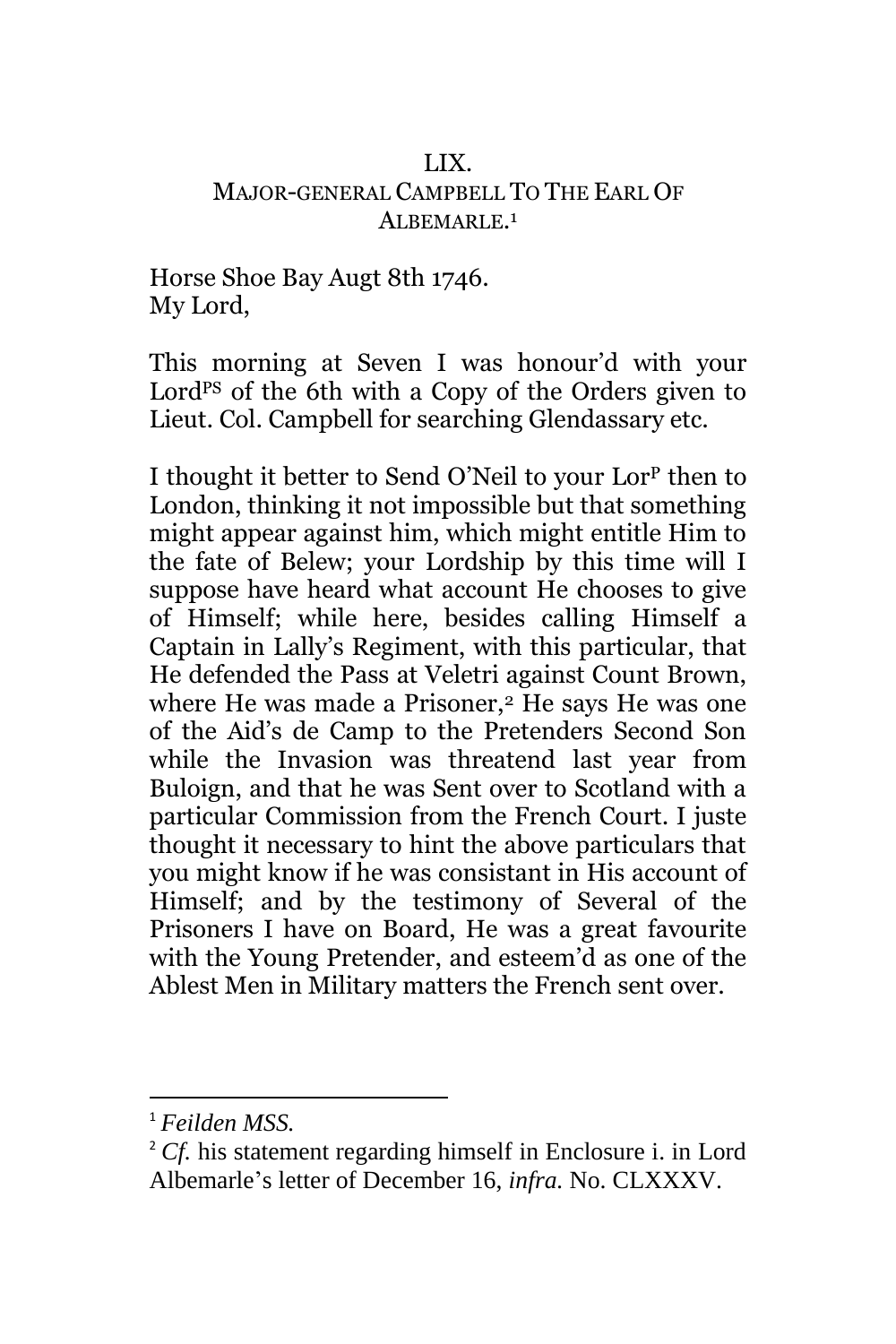LIX.

MAJOR-GENERAL CAMPBELL TO THE EARL OF ALBEMARLE.[1]

Horse Shoe Bay Augt 8th 1746.
My Lord,

This morning at Seven I was honour'd with your Lord^PS of the 6th with a Copy of the Orders given to Lieut. Col. Campbell for searching Glendassary etc.

I thought it better to Send O'Neil to your Lor^P then to London, thinking it not impossible but that something might appear against him, which might entitle Him to the fate of Belew; your Lordship by this time will I suppose have heard what account He chooses to give of Himself; while here, besides calling Himself a Captain in Lally's Regiment, with this particular, that He defended the Pass at Veletri against Count Brown, where He was made a Prisoner,[2] He says He was one of the Aid's de Camp to the Pretenders Second Son while the Invasion was threatend last year from Buloign, and that he was Sent over to Scotland with a particular Commission from the French Court. I juste thought it necessary to hint the above particulars that you might know if he was consistant in His account of Himself; and by the testimony of Several of the Prisoners I have on Board, He was a great favourite with the Young Pretender, and esteem'd as one of the Ablest Men in Military matters the French sent over.

---

[1] *Feilden MSS.*

[2] *Cf.* his statement regarding himself in Enclosure i. in Lord Albemarle's letter of December 16, *infra.* No. CLXXXV.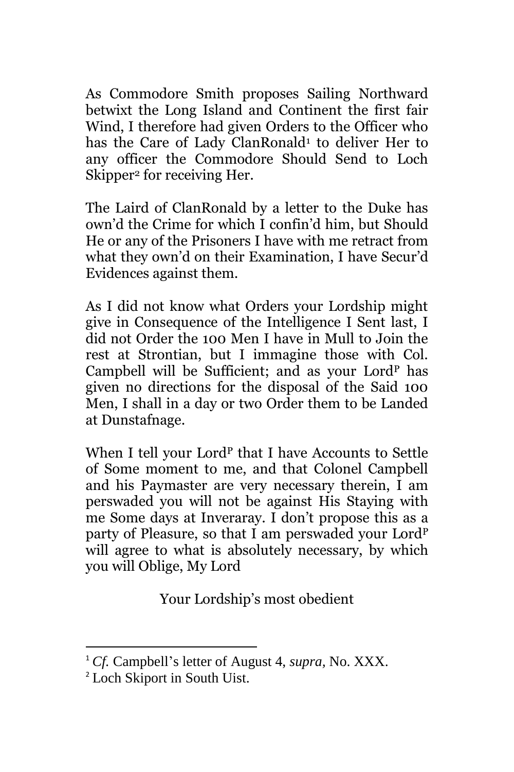As Commodore Smith proposes Sailing Northward betwixt the Long Island and Continent the first fair Wind, I therefore had given Orders to the Officer who has the Care of Lady ClanRonald[1] to deliver Her to any officer the Commodore Should Send to Loch Skipper[2] for receiving Her.

The Laird of ClanRonald by a letter to the Duke has own'd the Crime for which I confin'd him, but Should He or any of the Prisoners I have with me retract from what they own'd on their Examination, I have Secur'd Evidences against them.

As I did not know what Orders your Lordship might give in Consequence of the Intelligence I Sent last, I did not Order the 100 Men I have in Mull to Join the rest at Strontian, but I immagine those with Col. Campbell will be Sufficient; and as your Lord[p] has given no directions for the disposal of the Said 100 Men, I shall in a day or two Order them to be Landed at Dunstafnage.

When I tell your Lord[p] that I have Accounts to Settle of Some moment to me, and that Colonel Campbell and his Paymaster are very necessary therein, I am perswaded you will not be against His Staying with me Some days at Inveraray. I don't propose this as a party of Pleasure, so that I am perswaded your Lord[p] will agree to what is absolutely necessary, by which you will Oblige, My Lord

Your Lordship's most obedient

---

[1] *Cf.* Campbell's letter of August 4, *supra*, No. XXX.

[2] Loch Skiport in South Uist.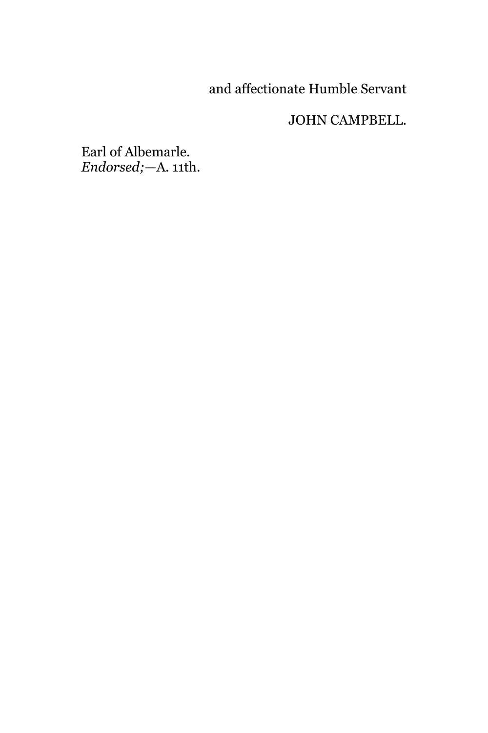and affectionate Humble Servant

JOHN CAMPBELL.

Earl of Albemarle.
*Endorsed;*—A. 11th.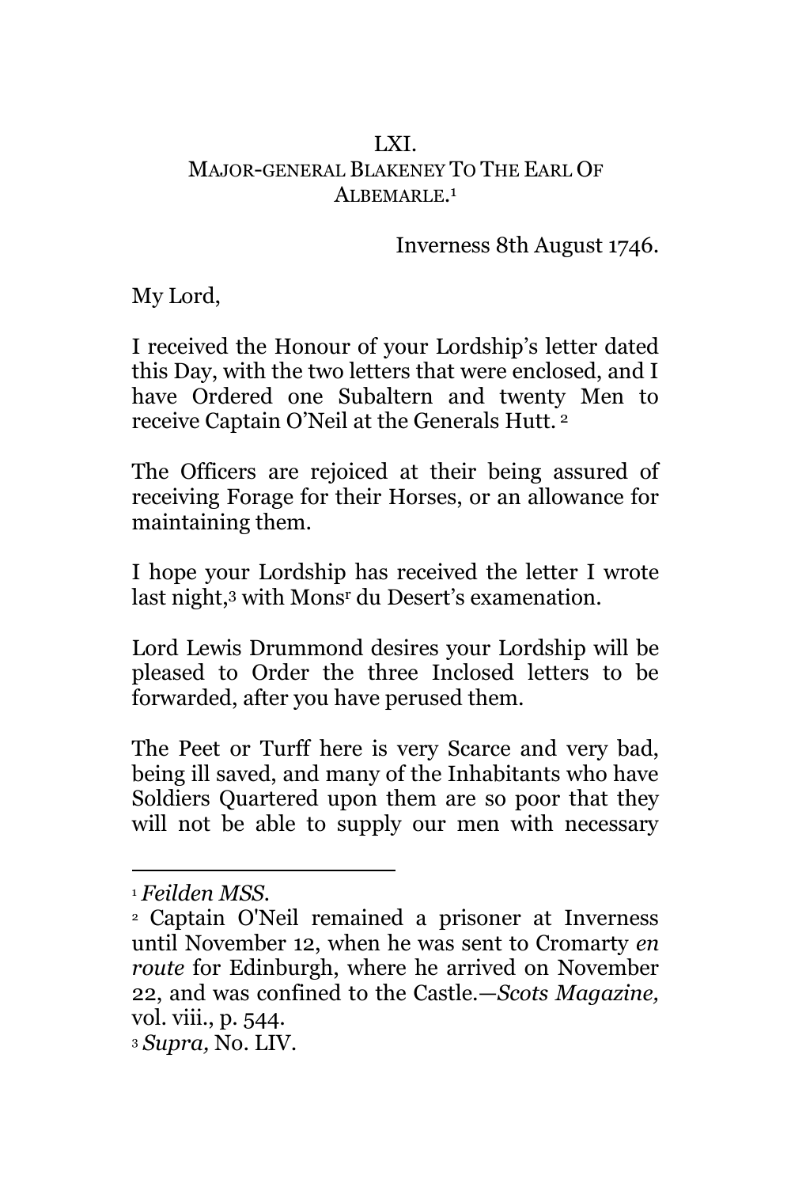## LXI.
## MAJOR-GENERAL BLAKENEY TO THE EARL OF ALBEMARLE.[1]

Inverness 8th August 1746.

My Lord,

I received the Honour of your Lordship's letter dated this Day, with the two letters that were enclosed, and I have Ordered one Subaltern and twenty Men to receive Captain O'Neil at the Generals Hutt.[2]

The Officers are rejoiced at their being assured of receiving Forage for their Horses, or an allowance for maintaining them.

I hope your Lordship has received the letter I wrote last night,[3] with Mons[r] du Desert's examenation.

Lord Lewis Drummond desires your Lordship will be pleased to Order the three Inclosed letters to be forwarded, after you have perused them.

The Peet or Turff here is very Scarce and very bad, being ill saved, and many of the Inhabitants who have Soldiers Quartered upon them are so poor that they will not be able to supply our men with necessary

---

[1] *Feilden MSS.*

[2] Captain O'Neil remained a prisoner at Inverness until November 12, when he was sent to Cromarty *en route* for Edinburgh, where he arrived on November 22, and was confined to the Castle.—*Scots Magazine,* vol. viii., p. 544.

[3] *Supra,* No. LIV.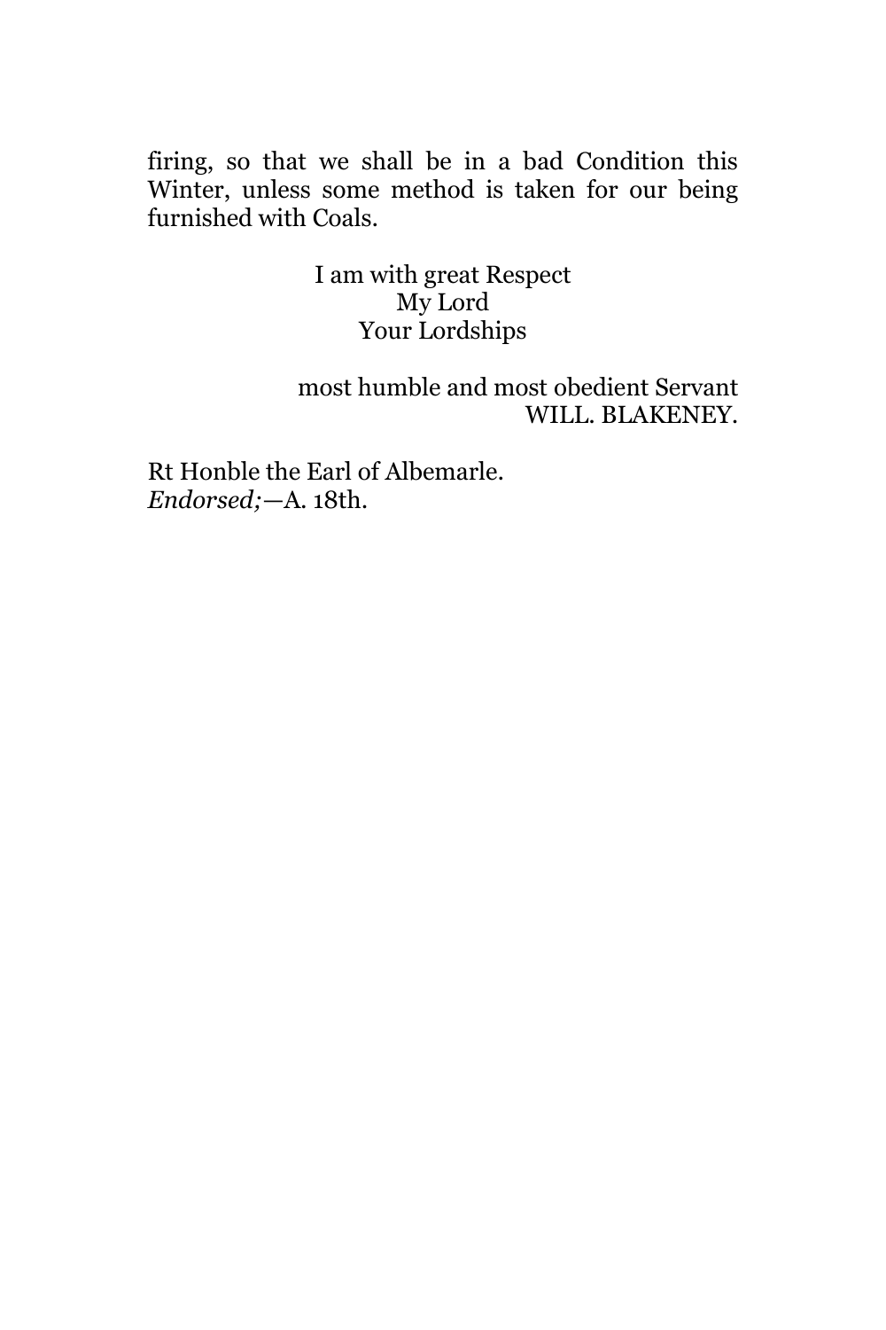firing, so that we shall be in a bad Condition this Winter, unless some method is taken for our being furnished with Coals.

I am with great Respect
My Lord
Your Lordships

most humble and most obedient Servant
WILL. BLAKENEY.

Rt Honble the Earl of Albemarle.
*Endorsed;*—A. 18th.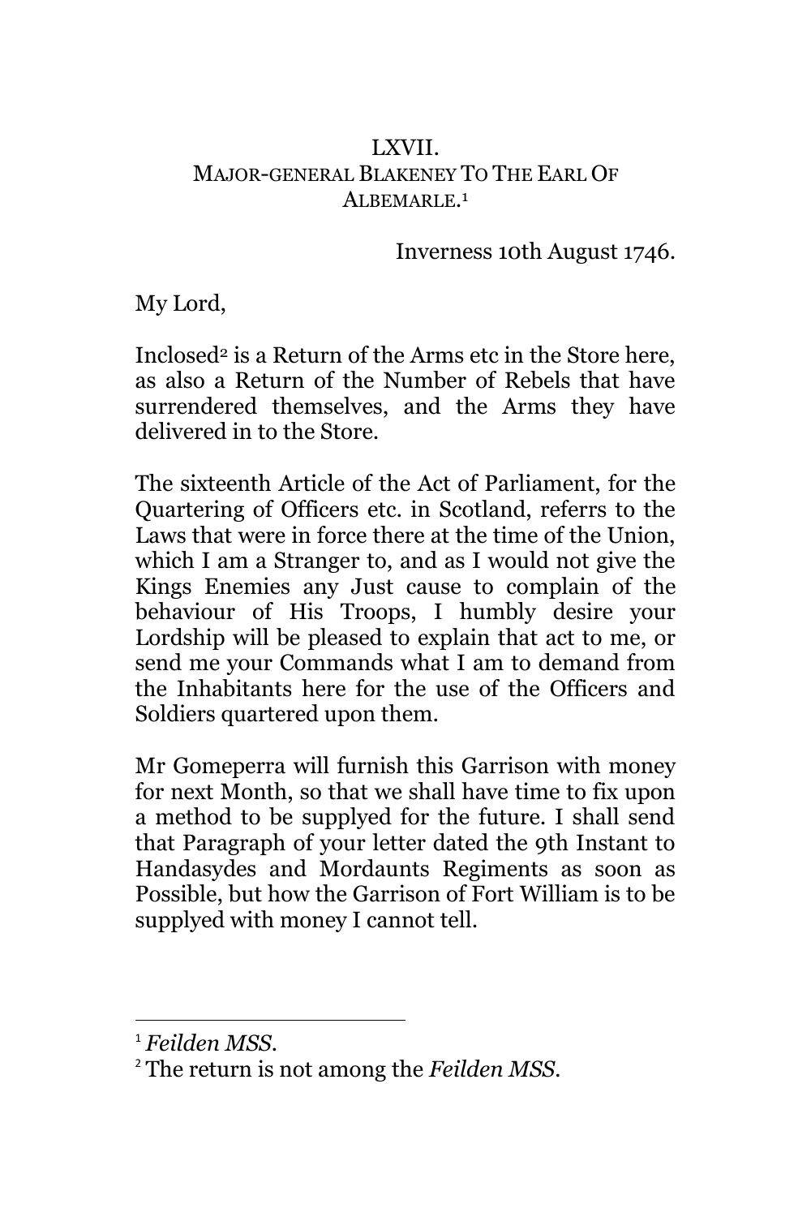## LXVII.
## MAJOR-GENERAL BLAKENEY TO THE EARL OF ALBEMARLE.[1]

Inverness 10th August 1746.

My Lord,

Inclosed[2] is a Return of the Arms etc in the Store here, as also a Return of the Number of Rebels that have surrendered themselves, and the Arms they have delivered in to the Store.

The sixteenth Article of the Act of Parliament, for the Quartering of Officers etc. in Scotland, referrs to the Laws that were in force there at the time of the Union, which I am a Stranger to, and as I would not give the Kings Enemies any Just cause to complain of the behaviour of His Troops, I humbly desire your Lordship will be pleased to explain that act to me, or send me your Commands what I am to demand from the Inhabitants here for the use of the Officers and Soldiers quartered upon them.

Mr Gomeperra will furnish this Garrison with money for next Month, so that we shall have time to fix upon a method to be supplyed for the future. I shall send that Paragraph of your letter dated the 9th Instant to Handasydes and Mordaunts Regiments as soon as Possible, but how the Garrison of Fort William is to be supplyed with money I cannot tell.

---

[1] *Feilden MSS*.

[2] The return is not among the *Feilden MSS*.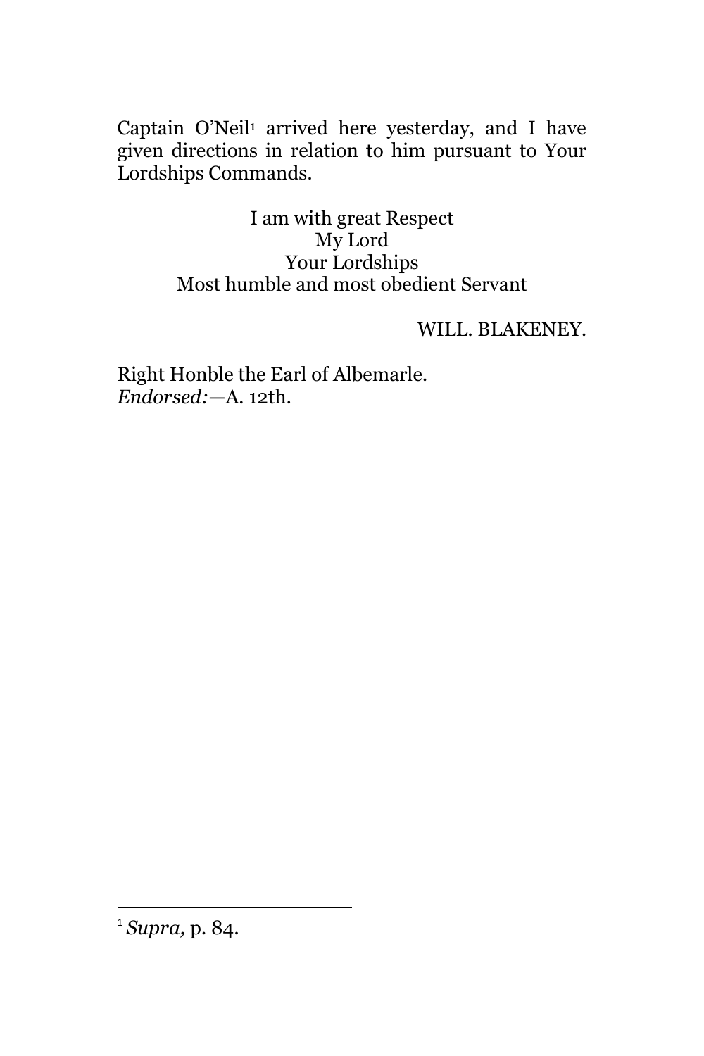Captain O'Neil[1] arrived here yesterday, and I have given directions in relation to him pursuant to Your Lordships Commands.

I am with great Respect  
My Lord  
Your Lordships  
Most humble and most obedient Servant

WILL. BLAKENEY.

Right Honble the Earl of Albemarle.  
*Endorsed:*—A. 12th.

---

[1] *Supra,* p. 84.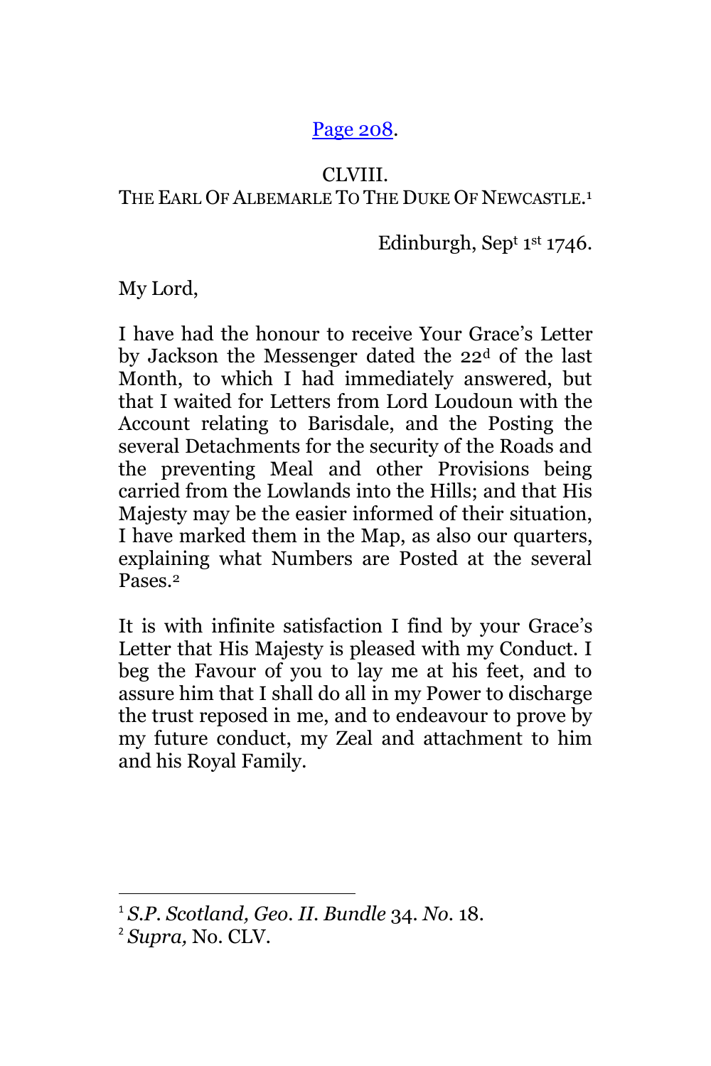[Page 208](#).

CLVIII.
THE EARL OF ALBEMARLE TO THE DUKE OF NEWCASTLE.[1]

Edinburgh, Sept 1st 1746.

My Lord,

I have had the honour to receive Your Grace's Letter by Jackson the Messenger dated the 22d of the last Month, to which I had immediately answered, but that I waited for Letters from Lord Loudoun with the Account relating to Barisdale, and the Posting the several Detachments for the security of the Roads and the preventing Meal and other Provisions being carried from the Lowlands into the Hills; and that His Majesty may be the easier informed of their situation, I have marked them in the Map, as also our quarters, explaining what Numbers are Posted at the several Pases.[2]

It is with infinite satisfaction I find by your Grace's Letter that His Majesty is pleased with my Conduct. I beg the Favour of you to lay me at his feet, and to assure him that I shall do all in my Power to discharge the trust reposed in me, and to endeavour to prove by my future conduct, my Zeal and attachment to him and his Royal Family.

---

[1] *S.P. Scotland, Geo. II. Bundle* 34. *No.* 18.

[2] *Supra,* No. CLV.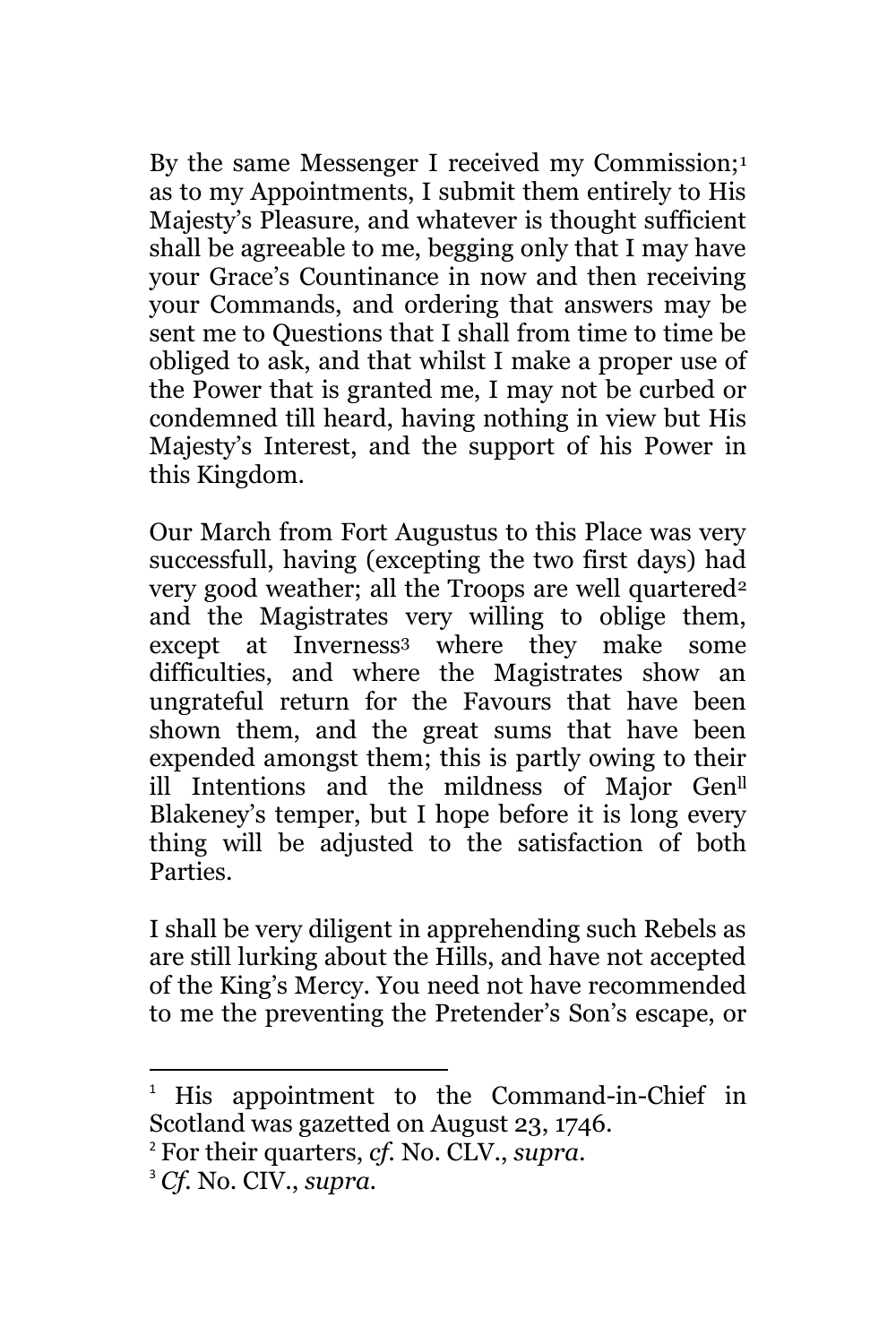By the same Messenger I received my Commission;[1] as to my Appointments, I submit them entirely to His Majesty's Pleasure, and whatever is thought sufficient shall be agreeable to me, begging only that I may have your Grace's Countinance in now and then receiving your Commands, and ordering that answers may be sent me to Questions that I shall from time to time be obliged to ask, and that whilst I make a proper use of the Power that is granted me, I may not be curbed or condemned till heard, having nothing in view but His Majesty's Interest, and the support of his Power in this Kingdom.

Our March from Fort Augustus to this Place was very successfull, having (excepting the two first days) had very good weather; all the Troops are well quartered[2] and the Magistrates very willing to oblige them, except at Inverness[3] where they make some difficulties, and where the Magistrates show an ungrateful return for the Favours that have been shown them, and the great sums that have been expended amongst them; this is partly owing to their ill Intentions and the mildness of Major Gen^ll^ Blakeney's temper, but I hope before it is long every thing will be adjusted to the satisfaction of both Parties.

I shall be very diligent in apprehending such Rebels as are still lurking about the Hills, and have not accepted of the King's Mercy. You need not have recommended to me the preventing the Pretender's Son's escape, or

---

[1] His appointment to the Command-in-Chief in Scotland was gazetted on August 23, 1746.

[2] For their quarters, *cf.* No. CLV., *supra.*

[3] *Cf.* No. CIV., *supra.*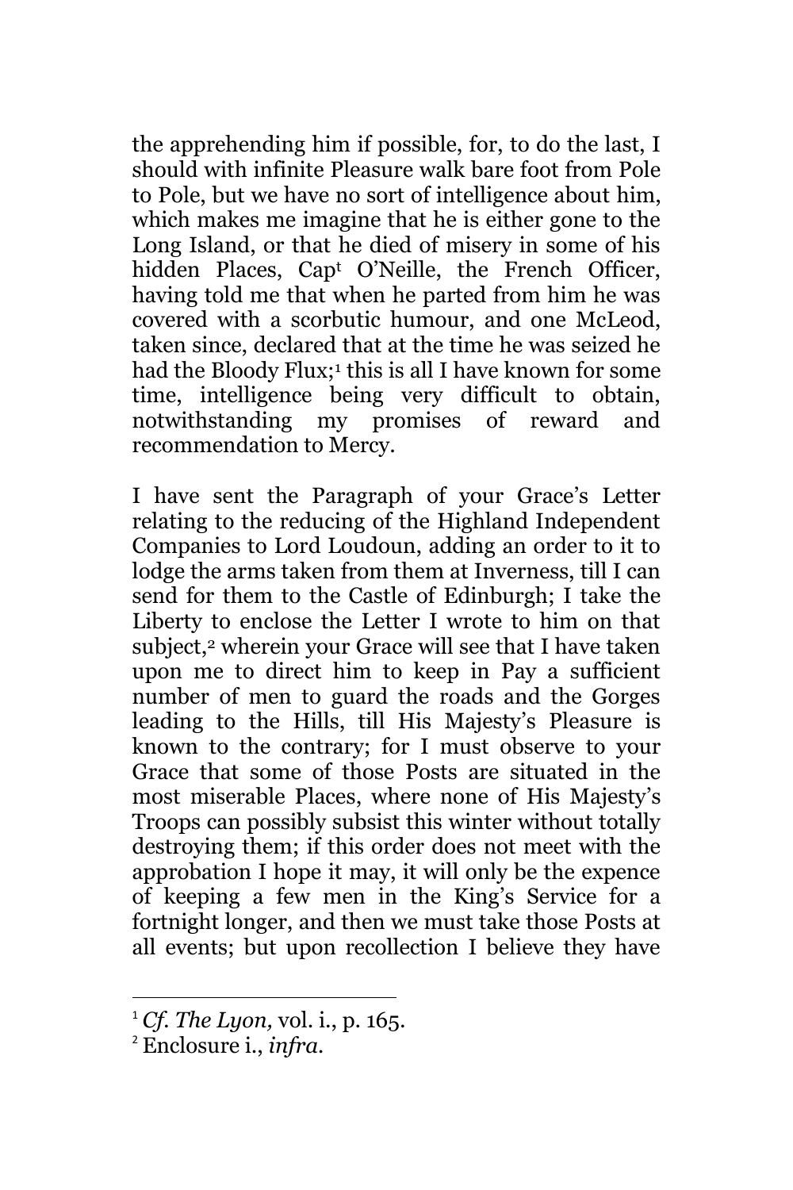the apprehending him if possible, for, to do the last, I should with infinite Pleasure walk bare foot from Pole to Pole, but we have no sort of intelligence about him, which makes me imagine that he is either gone to the Long Island, or that he died of misery in some of his hidden Places, Capt O'Neille, the French Officer, having told me that when he parted from him he was covered with a scorbutic humour, and one McLeod, taken since, declared that at the time he was seized he had the Bloody Flux;[1] this is all I have known for some time, intelligence being very difficult to obtain, notwithstanding my promises of reward and recommendation to Mercy.

I have sent the Paragraph of your Grace's Letter relating to the reducing of the Highland Independent Companies to Lord Loudoun, adding an order to it to lodge the arms taken from them at Inverness, till I can send for them to the Castle of Edinburgh; I take the Liberty to enclose the Letter I wrote to him on that subject,[2] wherein your Grace will see that I have taken upon me to direct him to keep in Pay a sufficient number of men to guard the roads and the Gorges leading to the Hills, till His Majesty's Pleasure is known to the contrary; for I must observe to your Grace that some of those Posts are situated in the most miserable Places, where none of His Majesty's Troops can possibly subsist this winter without totally destroying them; if this order does not meet with the approbation I hope it may, it will only be the expence of keeping a few men in the King's Service for a fortnight longer, and then we must take those Posts at all events; but upon recollection I believe they have

---

[1] *Cf. The Lyon,* vol. i., p. 165.

[2] Enclosure i., *infra*.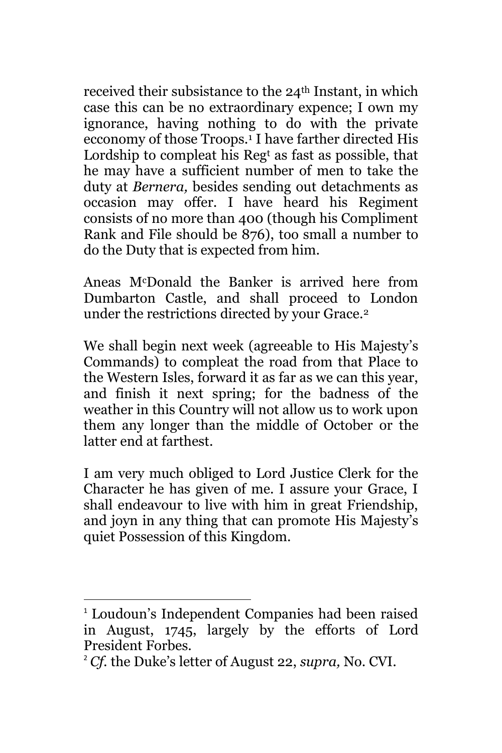received their subsistance to the 24th Instant, in which case this can be no extraordinary expence; I own my ignorance, having nothing to do with the private ecconomy of those Troops.[1] I have farther directed His Lordship to compleat his Regt as fast as possible, that he may have a sufficient number of men to take the duty at *Bernera,* besides sending out detachments as occasion may offer. I have heard his Regiment consists of no more than 400 (though his Compliment Rank and File should be 876), too small a number to do the Duty that is expected from him.

Aneas McDonald the Banker is arrived here from Dumbarton Castle, and shall proceed to London under the restrictions directed by your Grace.[2]

We shall begin next week (agreeable to His Majesty's Commands) to compleat the road from that Place to the Western Isles, forward it as far as we can this year, and finish it next spring; for the badness of the weather in this Country will not allow us to work upon them any longer than the middle of October or the latter end at farthest.

I am very much obliged to Lord Justice Clerk for the Character he has given of me. I assure your Grace, I shall endeavour to live with him in great Friendship, and joyn in any thing that can promote His Majesty's quiet Possession of this Kingdom.

---

[1] Loudoun's Independent Companies had been raised in August, 1745, largely by the efforts of Lord President Forbes.

[2] *Cf.* the Duke's letter of August 22, *supra,* No. CVI.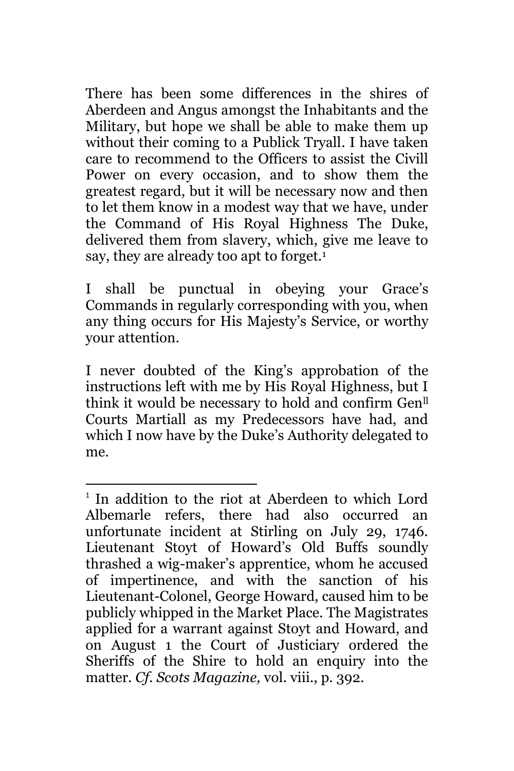There has been some differences in the shires of Aberdeen and Angus amongst the Inhabitants and the Military, but hope we shall be able to make them up without their coming to a Publick Tryall. I have taken care to recommend to the Officers to assist the Civill Power on every occasion, and to show them the greatest regard, but it will be necessary now and then to let them know in a modest way that we have, under the Command of His Royal Highness The Duke, delivered them from slavery, which, give me leave to say, they are already too apt to forget.[1]

I shall be punctual in obeying your Grace's Commands in regularly corresponding with you, when any thing occurs for His Majesty's Service, or worthy your attention.

I never doubted of the King's approbation of the instructions left with me by His Royal Highness, but I think it would be necessary to hold and confirm Gen[ll] Courts Martiall as my Predecessors have had, and which I now have by the Duke's Authority delegated to me.

---

[1] In addition to the riot at Aberdeen to which Lord Albemarle refers, there had also occurred an unfortunate incident at Stirling on July 29, 1746. Lieutenant Stoyt of Howard's Old Buffs soundly thrashed a wig-maker's apprentice, whom he accused of impertinence, and with the sanction of his Lieutenant-Colonel, George Howard, caused him to be publicly whipped in the Market Place. The Magistrates applied for a warrant against Stoyt and Howard, and on August 1 the Court of Justiciary ordered the Sheriffs of the Shire to hold an enquiry into the matter. *Cf. Scots Magazine,* vol. viii., p. 392.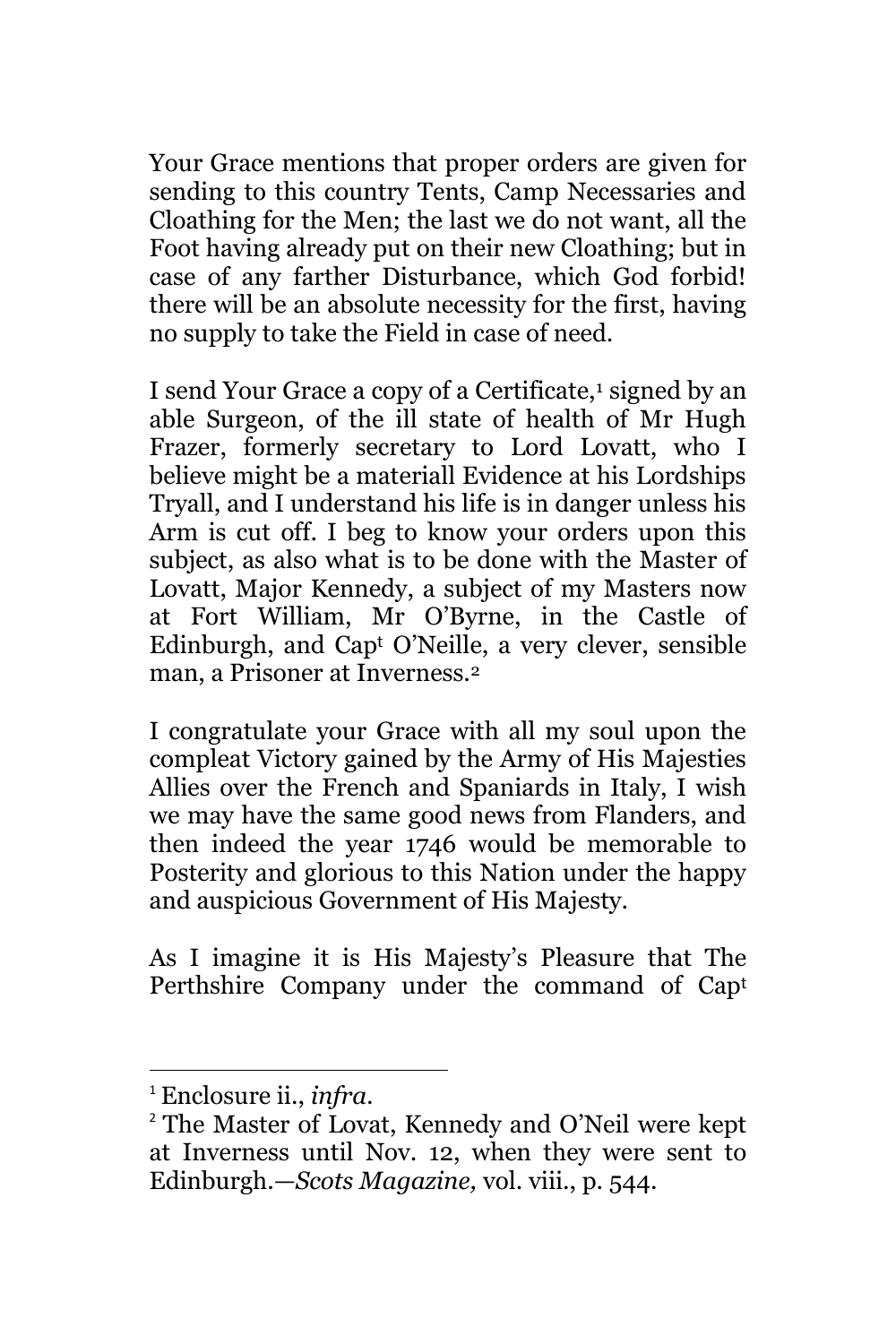Your Grace mentions that proper orders are given for sending to this country Tents, Camp Necessaries and Cloathing for the Men; the last we do not want, all the Foot having already put on their new Cloathing; but in case of any farther Disturbance, which God forbid! there will be an absolute necessity for the first, having no supply to take the Field in case of need.

I send Your Grace a copy of a Certificate,[1] signed by an able Surgeon, of the ill state of health of Mr Hugh Frazer, formerly secretary to Lord Lovatt, who I believe might be a materiall Evidence at his Lordships Tryall, and I understand his life is in danger unless his Arm is cut off. I beg to know your orders upon this subject, as also what is to be done with the Master of Lovatt, Major Kennedy, a subject of my Masters now at Fort William, Mr O'Byrne, in the Castle of Edinburgh, and Capt O'Neille, a very clever, sensible man, a Prisoner at Inverness.[2]

I congratulate your Grace with all my soul upon the compleat Victory gained by the Army of His Majesties Allies over the French and Spaniards in Italy, I wish we may have the same good news from Flanders, and then indeed the year 1746 would be memorable to Posterity and glorious to this Nation under the happy and auspicious Government of His Majesty.

As I imagine it is His Majesty's Pleasure that The Perthshire Company under the command of Capt

---

[1] Enclosure ii., *infra*.

[2] The Master of Lovat, Kennedy and O'Neil were kept at Inverness until Nov. 12, when they were sent to Edinburgh.—*Scots Magazine,* vol. viii., p. 544.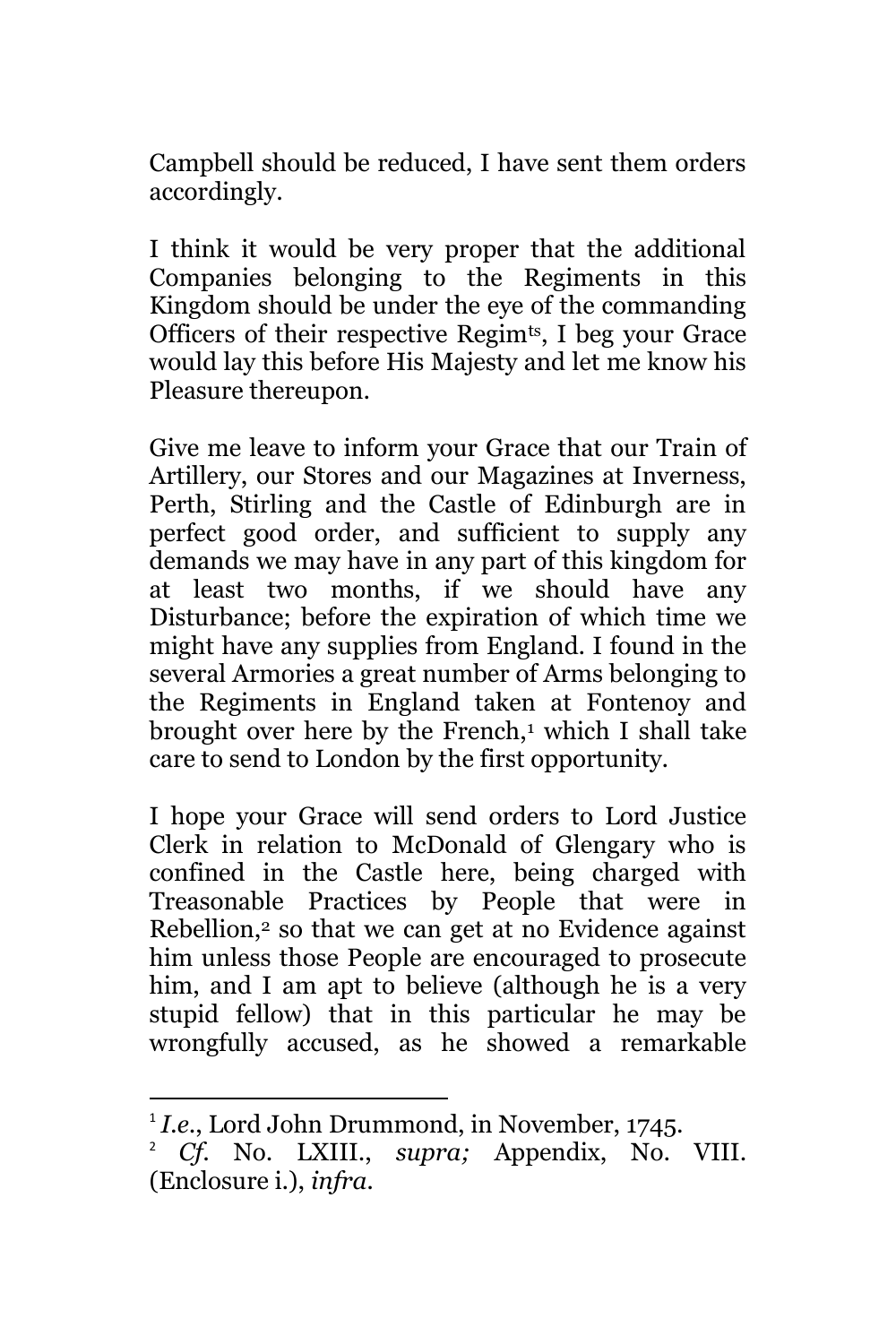Campbell should be reduced, I have sent them orders accordingly.

I think it would be very proper that the additional Companies belonging to the Regiments in this Kingdom should be under the eye of the commanding Officers of their respective Regimts, I beg your Grace would lay this before His Majesty and let me know his Pleasure thereupon.

Give me leave to inform your Grace that our Train of Artillery, our Stores and our Magazines at Inverness, Perth, Stirling and the Castle of Edinburgh are in perfect good order, and sufficient to supply any demands we may have in any part of this kingdom for at least two months, if we should have any Disturbance; before the expiration of which time we might have any supplies from England. I found in the several Armories a great number of Arms belonging to the Regiments in England taken at Fontenoy and brought over here by the French,[1] which I shall take care to send to London by the first opportunity.

I hope your Grace will send orders to Lord Justice Clerk in relation to McDonald of Glengary who is confined in the Castle here, being charged with Treasonable Practices by People that were in Rebellion,[2] so that we can get at no Evidence against him unless those People are encouraged to prosecute him, and I am apt to believe (although he is a very stupid fellow) that in this particular he may be wrongfully accused, as he showed a remarkable

---

[1] *I.e.*, Lord John Drummond, in November, 1745.

[2] *Cf.* No. LXIII., *supra;* Appendix, No. VIII. (Enclosure i.), *infra*.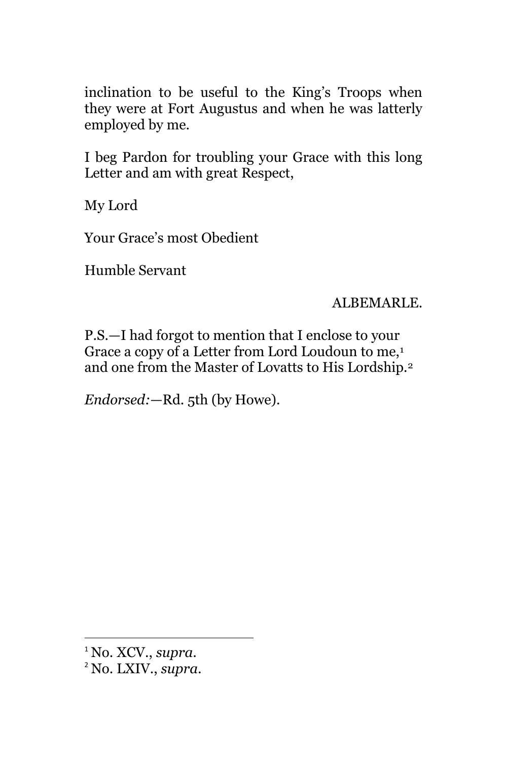inclination to be useful to the King's Troops when they were at Fort Augustus and when he was latterly employed by me.

I beg Pardon for troubling your Grace with this long Letter and am with great Respect,

My Lord

Your Grace's most Obedient

Humble Servant

ALBEMARLE.

P.S.—I had forgot to mention that I enclose to your Grace a copy of a Letter from Lord Loudoun to me,[1] and one from the Master of Lovatts to His Lordship.[2]

*Endorsed:*—Rd. 5th (by Howe).

---

[1] No. XCV., *supra*.

[2] No. LXIV., *supra*.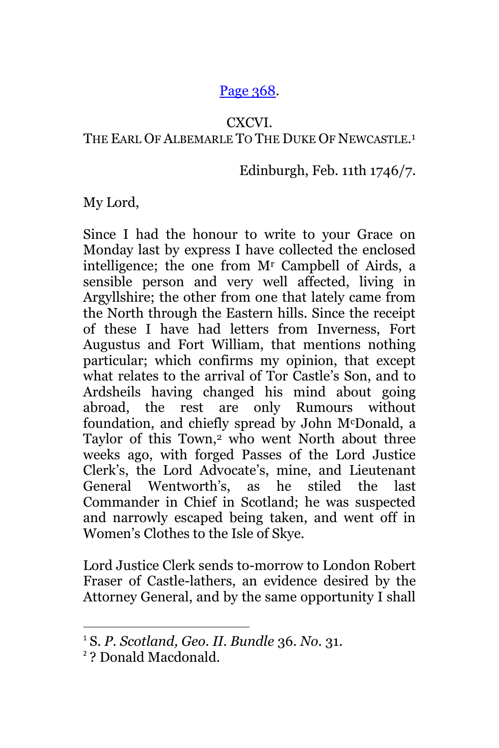[Page 368](#).

CXCVI.
THE EARL OF ALBEMARLE TO THE DUKE OF NEWCASTLE.[1]

Edinburgh, Feb. 11th 1746/7.

My Lord,

Since I had the honour to write to your Grace on Monday last by express I have collected the enclosed intelligence; the one from Mr Campbell of Airds, a sensible person and very well affected, living in Argyllshire; the other from one that lately came from the North through the Eastern hills. Since the receipt of these I have had letters from Inverness, Fort Augustus and Fort William, that mentions nothing particular; which confirms my opinion, that except what relates to the arrival of Tor Castle's Son, and to Ardsheils having changed his mind about going abroad, the rest are only Rumours without foundation, and chiefly spread by John McDonald, a Taylor of this Town,[2] who went North about three weeks ago, with forged Passes of the Lord Justice Clerk's, the Lord Advocate's, mine, and Lieutenant General Wentworth's, as he stiled the last Commander in Chief in Scotland; he was suspected and narrowly escaped being taken, and went off in Women's Clothes to the Isle of Skye.

Lord Justice Clerk sends to-morrow to London Robert Fraser of Castle-lathers, an evidence desired by the Attorney General, and by the same opportunity I shall

---

[1] S. *P. Scotland, Geo. II. Bundle* 36. *No.* 31.

[2] ? Donald Macdonald.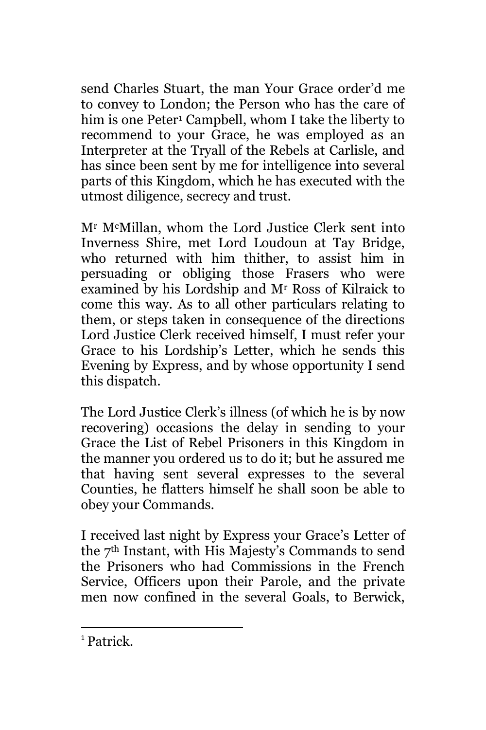send Charles Stuart, the man Your Grace order'd me to convey to London; the Person who has the care of him is one Peter[1] Campbell, whom I take the liberty to recommend to your Grace, he was employed as an Interpreter at the Tryall of the Rebels at Carlisle, and has since been sent by me for intelligence into several parts of this Kingdom, which he has executed with the utmost diligence, secrecy and trust.

M^r^ M^c^Millan, whom the Lord Justice Clerk sent into Inverness Shire, met Lord Loudoun at Tay Bridge, who returned with him thither, to assist him in persuading or obliging those Frasers who were examined by his Lordship and M^r^ Ross of Kilraick to come this way. As to all other particulars relating to them, or steps taken in consequence of the directions Lord Justice Clerk received himself, I must refer your Grace to his Lordship's Letter, which he sends this Evening by Express, and by whose opportunity I send this dispatch.

The Lord Justice Clerk's illness (of which he is by now recovering) occasions the delay in sending to your Grace the List of Rebel Prisoners in this Kingdom in the manner you ordered us to do it; but he assured me that having sent several expresses to the several Counties, he flatters himself he shall soon be able to obey your Commands.

I received last night by Express your Grace's Letter of the 7^th^ Instant, with His Majesty's Commands to send the Prisoners who had Commissions in the French Service, Officers upon their Parole, and the private men now confined in the several Goals, to Berwick,

---

[1] Patrick.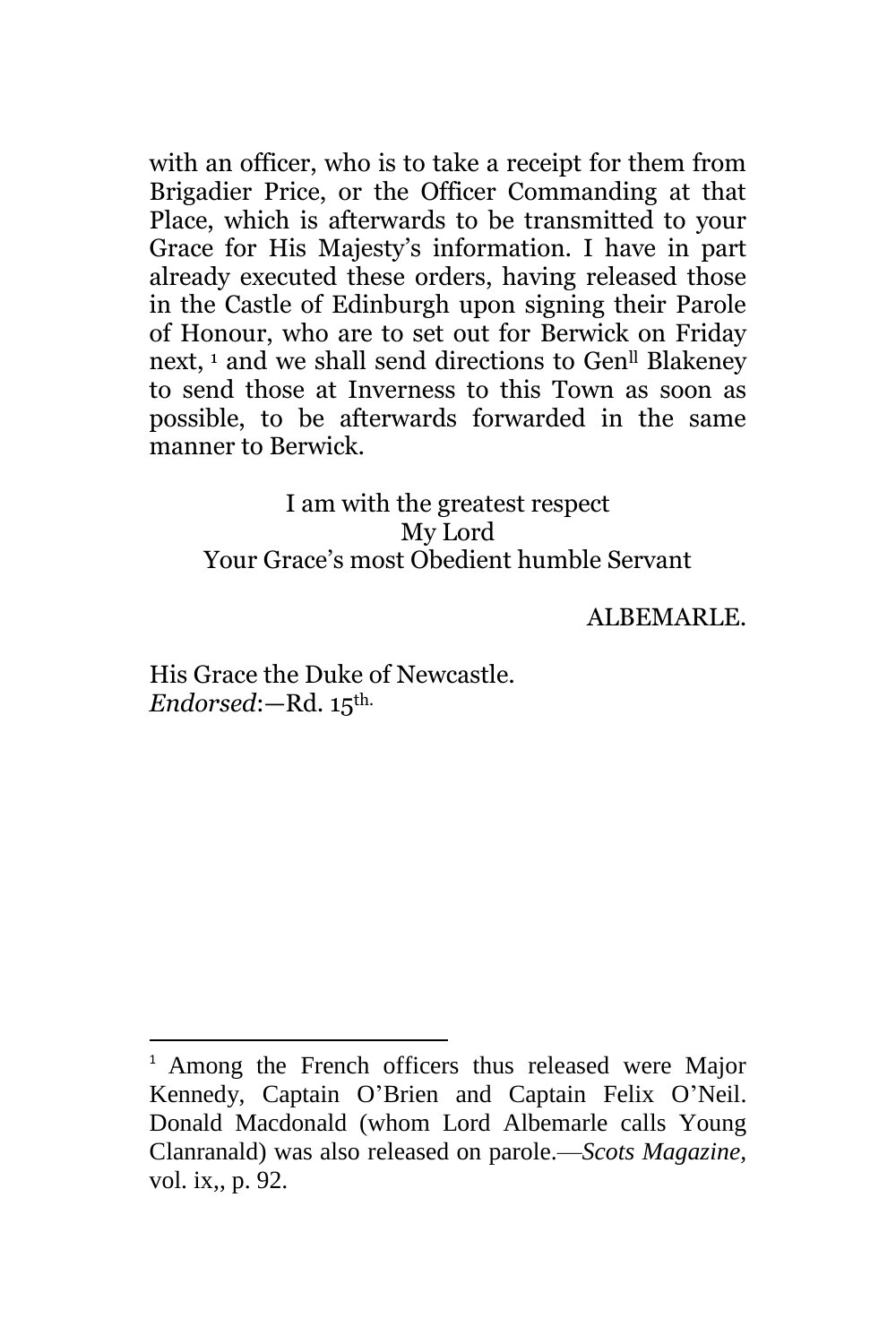with an officer, who is to take a receipt for them from Brigadier Price, or the Officer Commanding at that Place, which is afterwards to be transmitted to your Grace for His Majesty's information. I have in part already executed these orders, having released those in the Castle of Edinburgh upon signing their Parole of Honour, who are to set out for Berwick on Friday next, [1] and we shall send directions to Gen^ll Blakeney to send those at Inverness to this Town as soon as possible, to be afterwards forwarded in the same manner to Berwick.

I am with the greatest respect
My Lord
Your Grace's most Obedient humble Servant

ALBEMARLE.

His Grace the Duke of Newcastle.
*Endorsed*:—Rd. 15^th.

---

[1] Among the French officers thus released were Major Kennedy, Captain O'Brien and Captain Felix O'Neil. Donald Macdonald (whom Lord Albemarle calls Young Clanranald) was also released on parole.—*Scots Magazine*, vol. ix,, p. 92.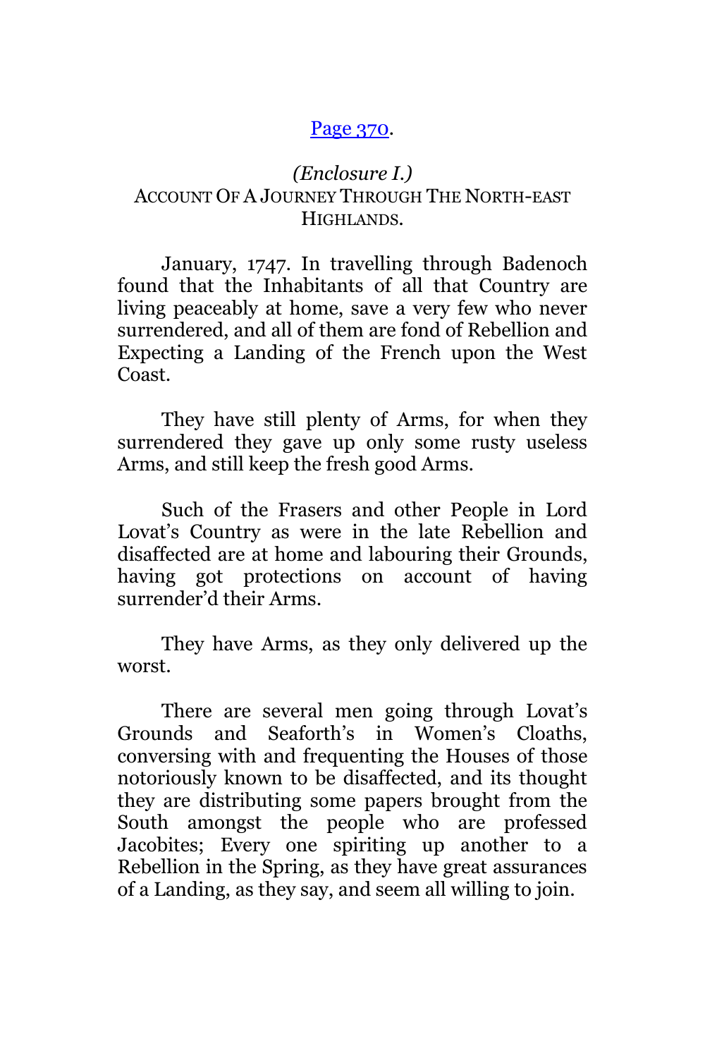[Page 370](#).

## *(Enclosure I.)*
## Account Of A Journey Through The North-east Highlands.

January, 1747. In travelling through Badenoch found that the Inhabitants of all that Country are living peaceably at home, save a very few who never surrendered, and all of them are fond of Rebellion and Expecting a Landing of the French upon the West Coast.

They have still plenty of Arms, for when they surrendered they gave up only some rusty useless Arms, and still keep the fresh good Arms.

Such of the Frasers and other People in Lord Lovat's Country as were in the late Rebellion and disaffected are at home and labouring their Grounds, having got protections on account of having surrender'd their Arms.

They have Arms, as they only delivered up the worst.

There are several men going through Lovat's Grounds and Seaforth's in Women's Cloaths, conversing with and frequenting the Houses of those notoriously known to be disaffected, and its thought they are distributing some papers brought from the South amongst the people who are professed Jacobites; Every one spiriting up another to a Rebellion in the Spring, as they have great assurances of a Landing, as they say, and seem all willing to join.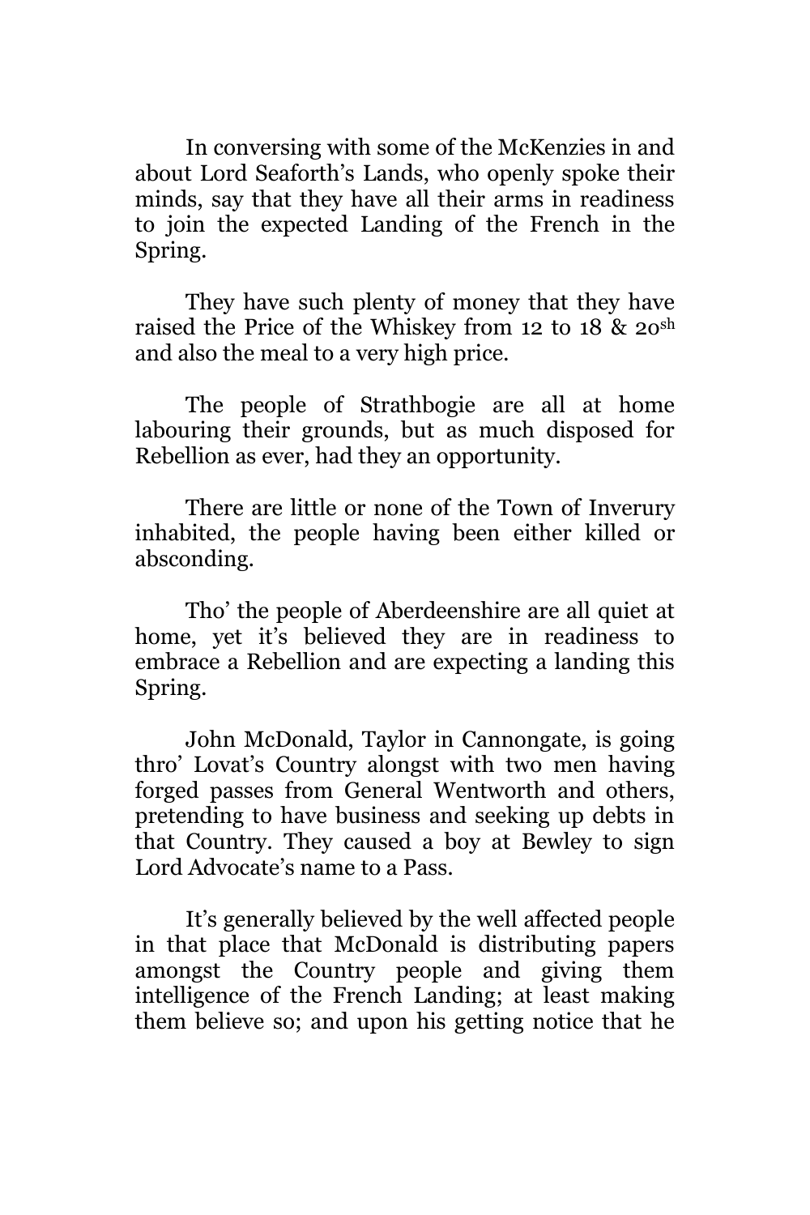In conversing with some of the McKenzies in and about Lord Seaforth's Lands, who openly spoke their minds, say that they have all their arms in readiness to join the expected Landing of the French in the Spring.

They have such plenty of money that they have raised the Price of the Whiskey from 12 to 18 & 20sh and also the meal to a very high price.

The people of Strathbogie are all at home labouring their grounds, but as much disposed for Rebellion as ever, had they an opportunity.

There are little or none of the Town of Inverury inhabited, the people having been either killed or absconding.

Tho' the people of Aberdeenshire are all quiet at home, yet it's believed they are in readiness to embrace a Rebellion and are expecting a landing this Spring.

John McDonald, Taylor in Cannongate, is going thro' Lovat's Country alongst with two men having forged passes from General Wentworth and others, pretending to have business and seeking up debts in that Country. They caused a boy at Bewley to sign Lord Advocate's name to a Pass.

It's generally believed by the well affected people in that place that McDonald is distributing papers amongst the Country people and giving them intelligence of the French Landing; at least making them believe so; and upon his getting notice that he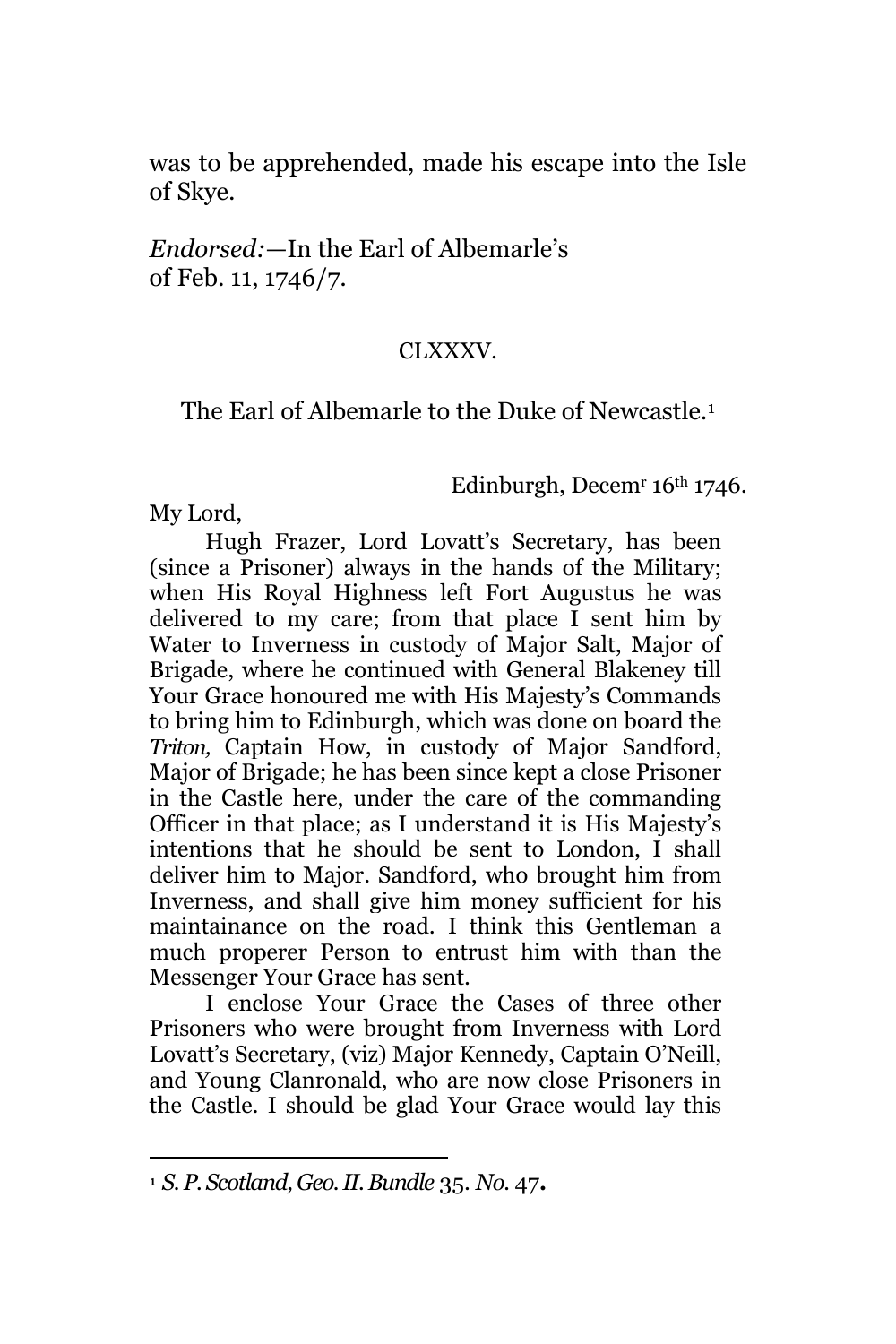was to be apprehended, made his escape into the Isle of Skye.

*Endorsed:*—In the Earl of Albemarle's of Feb. 11, 1746/7.

CLXXXV.

The Earl of Albemarle to the Duke of Newcastle.[1]

Edinburgh, Decem[r] 16[th] 1746.

My Lord,

Hugh Frazer, Lord Lovatt's Secretary, has been (since a Prisoner) always in the hands of the Military; when His Royal Highness left Fort Augustus he was delivered to my care; from that place I sent him by Water to Inverness in custody of Major Salt, Major of Brigade, where he continued with General Blakeney till Your Grace honoured me with His Majesty's Commands to bring him to Edinburgh, which was done on board the *Triton,* Captain How, in custody of Major Sandford, Major of Brigade; he has been since kept a close Prisoner in the Castle here, under the care of the commanding Officer in that place; as I understand it is His Majesty's intentions that he should be sent to London, I shall deliver him to Major. Sandford, who brought him from Inverness, and shall give him money sufficient for his maintainance on the road. I think this Gentleman a much properer Person to entrust him with than the Messenger Your Grace has sent.

I enclose Your Grace the Cases of three other Prisoners who were brought from Inverness with Lord Lovatt's Secretary, (viz) Major Kennedy, Captain O'Neill, and Young Clanronald, who are now close Prisoners in the Castle. I should be glad Your Grace would lay this

[1] *S. P. Scotland, Geo. II. Bundle* 35. *No.* 47**.**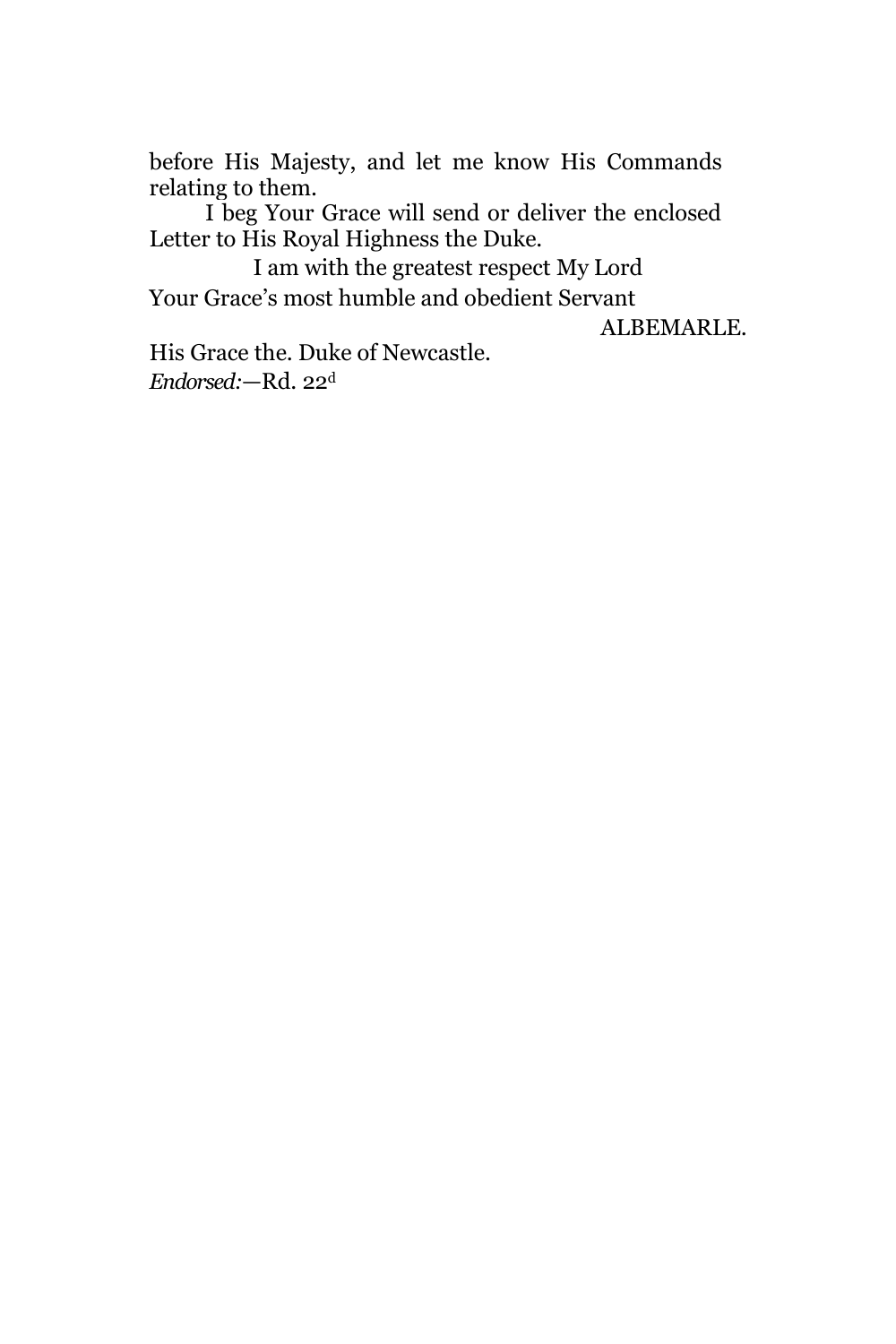before His Majesty, and let me know His Commands relating to them.

I beg Your Grace will send or deliver the enclosed Letter to His Royal Highness the Duke.

I am with the greatest respect My Lord

Your Grace's most humble and obedient Servant

ALBEMARLE.

His Grace the. Duke of Newcastle.

*Endorsed:*—Rd. 22[d]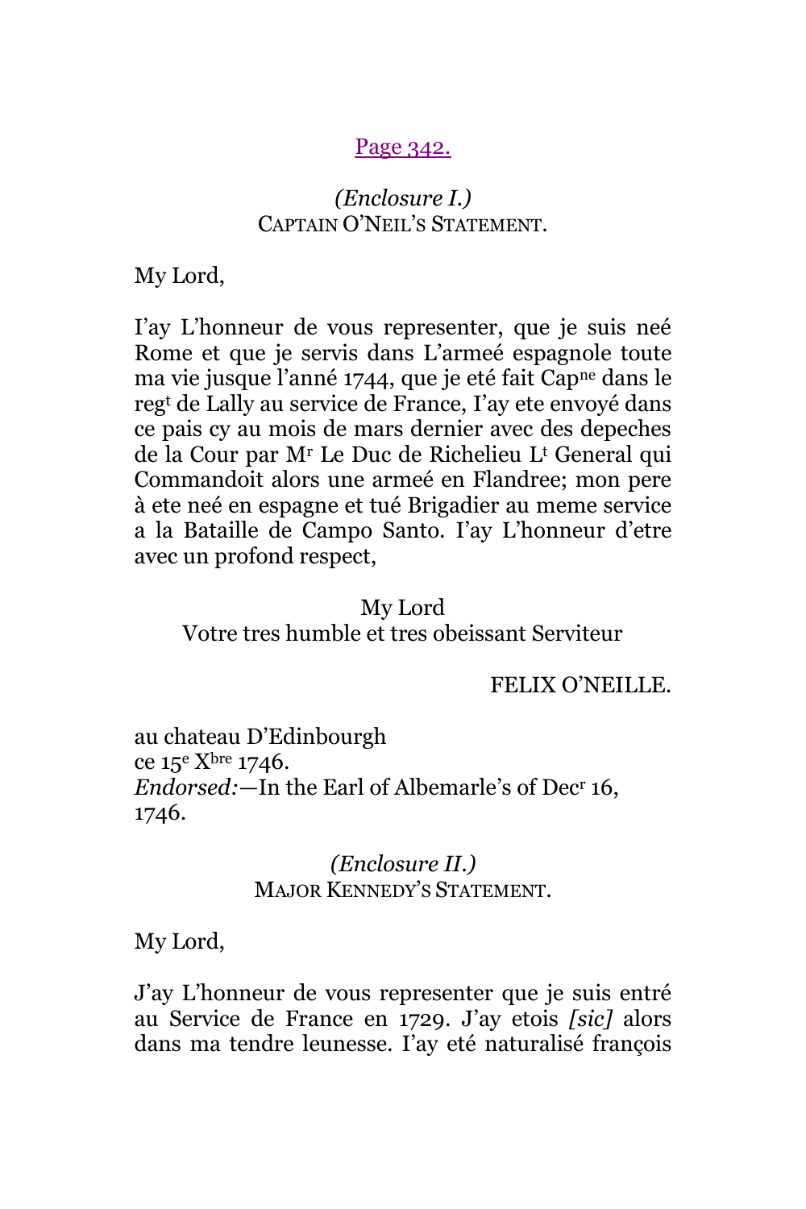[Page 342.](#)

*(Enclosure I.)*
CAPTAIN O'NEIL'S STATEMENT.

My Lord,

I'ay L'honneur de vous representer, que je suis neé Rome et que je servis dans L'armeé espagnole toute ma vie jusque l'anné 1744, que je eté fait Cap[ne] dans le reg[t] de Lally au service de France, I'ay ete envoyé dans ce pais cy au mois de mars dernier avec des depeches de la Cour par M[r] Le Duc de Richelieu L[t] General qui Commandoit alors une armeé en Flandree; mon pere à ete neé en espagne et tué Brigadier au meme service a la Bataille de Campo Santo. I'ay L'honneur d'etre avec un profond respect,

My Lord
Votre tres humble et tres obeissant Serviteur

FELIX O'NEILLE.

au chateau D'Edinbourgh
ce 15[e] X[bre] 1746.
*Endorsed:*—In the Earl of Albemarle's of Dec[r] 16, 1746.

*(Enclosure II.)*
MAJOR KENNEDY'S STATEMENT.

My Lord,

J'ay L'honneur de vous representer que je suis entré au Service de France en 1729. J'ay etois *[sic]* alors dans ma tendre leunesse. I'ay eté naturalisé françois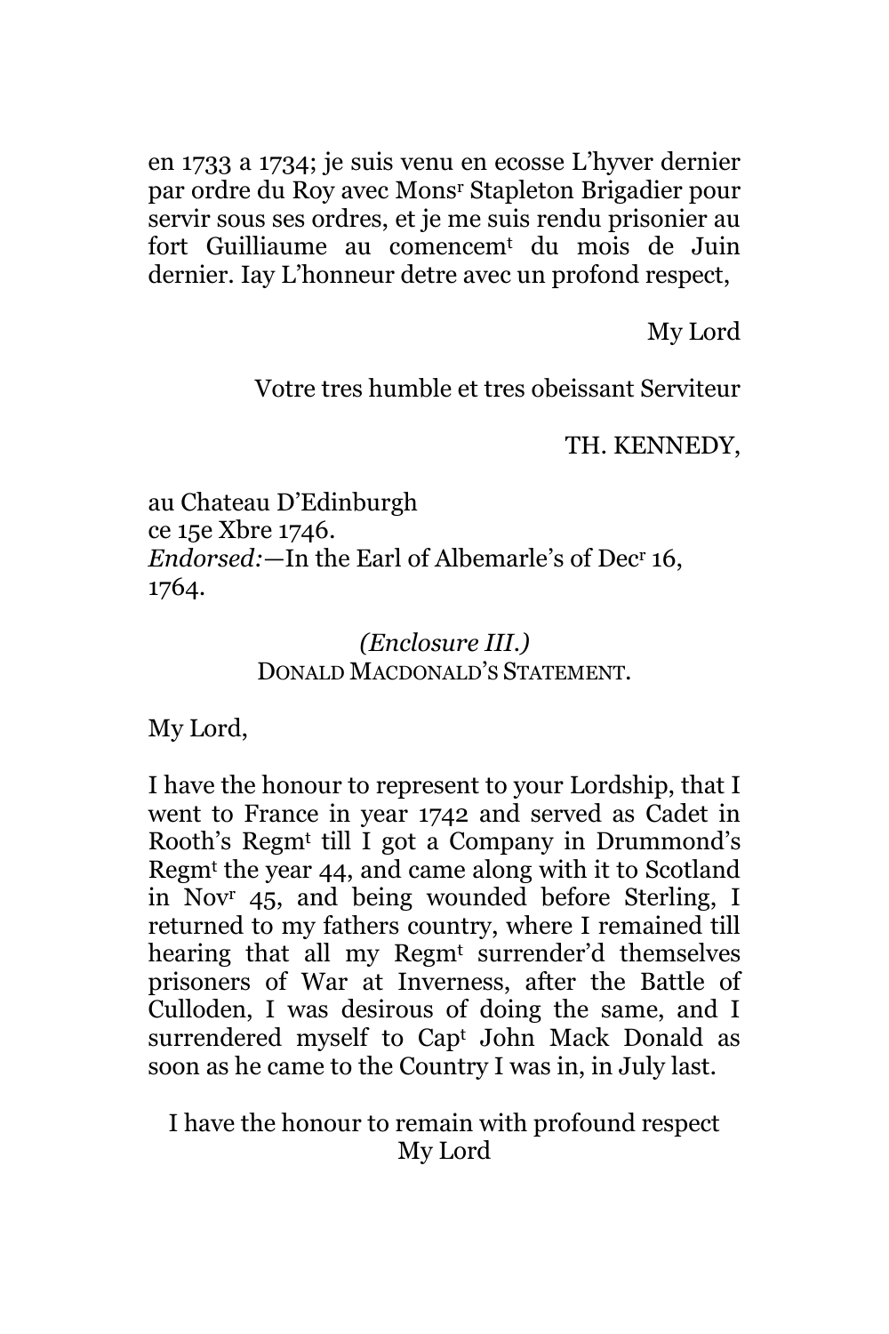en 1733 a 1734; je suis venu en ecosse L’hyver dernier par ordre du Roy avec Mons[r] Stapleton Brigadier pour servir sous ses ordres, et je me suis rendu prisonier au fort Guilliaume au comencem[t] du mois de Juin dernier. Iay L’honneur detre avec un profond respect,

My Lord

Votre tres humble et tres obeissant Serviteur

TH. KENNEDY,

au Chateau D’Edinburgh
ce 15e Xbre 1746.
*Endorsed:*—In the Earl of Albemarle’s of Dec[r] 16, 1764.

*(Enclosure III.)*
DONALD MACDONALD’S STATEMENT.

My Lord,

I have the honour to represent to your Lordship, that I went to France in year 1742 and served as Cadet in Rooth’s Regm[t] till I got a Company in Drummond’s Regm[t] the year 44, and came along with it to Scotland in Nov[r] 45, and being wounded before Sterling, I returned to my fathers country, where I remained till hearing that all my Regm[t] surrender’d themselves prisoners of War at Inverness, after the Battle of Culloden, I was desirous of doing the same, and I surrendered myself to Capt[t] John Mack Donald as soon as he came to the Country I was in, in July last.

I have the honour to remain with profound respect
My Lord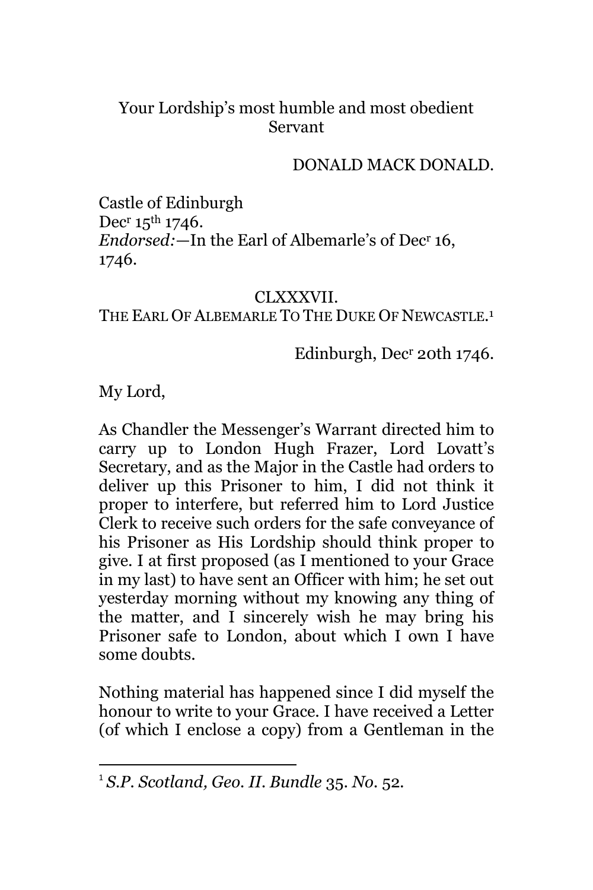Your Lordship's most humble and most obedient Servant

DONALD MACK DONALD.

Castle of Edinburgh
Dec[r] 15[th] 1746.
*Endorsed:*—In the Earl of Albemarle's of Dec[r] 16, 1746.

CLXXXVII.
THE EARL OF ALBEMARLE TO THE DUKE OF NEWCASTLE.[1]

Edinburgh, Dec[r] 20th 1746.

My Lord,

As Chandler the Messenger's Warrant directed him to carry up to London Hugh Frazer, Lord Lovatt's Secretary, and as the Major in the Castle had orders to deliver up this Prisoner to him, I did not think it proper to interfere, but referred him to Lord Justice Clerk to receive such orders for the safe conveyance of his Prisoner as His Lordship should think proper to give. I at first proposed (as I mentioned to your Grace in my last) to have sent an Officer with him; he set out yesterday morning without my knowing any thing of the matter, and I sincerely wish he may bring his Prisoner safe to London, about which I own I have some doubts.

Nothing material has happened since I did myself the honour to write to your Grace. I have received a Letter (of which I enclose a copy) from a Gentleman in the

[1] *S.P. Scotland, Geo. II. Bundle* 35. *No.* 52.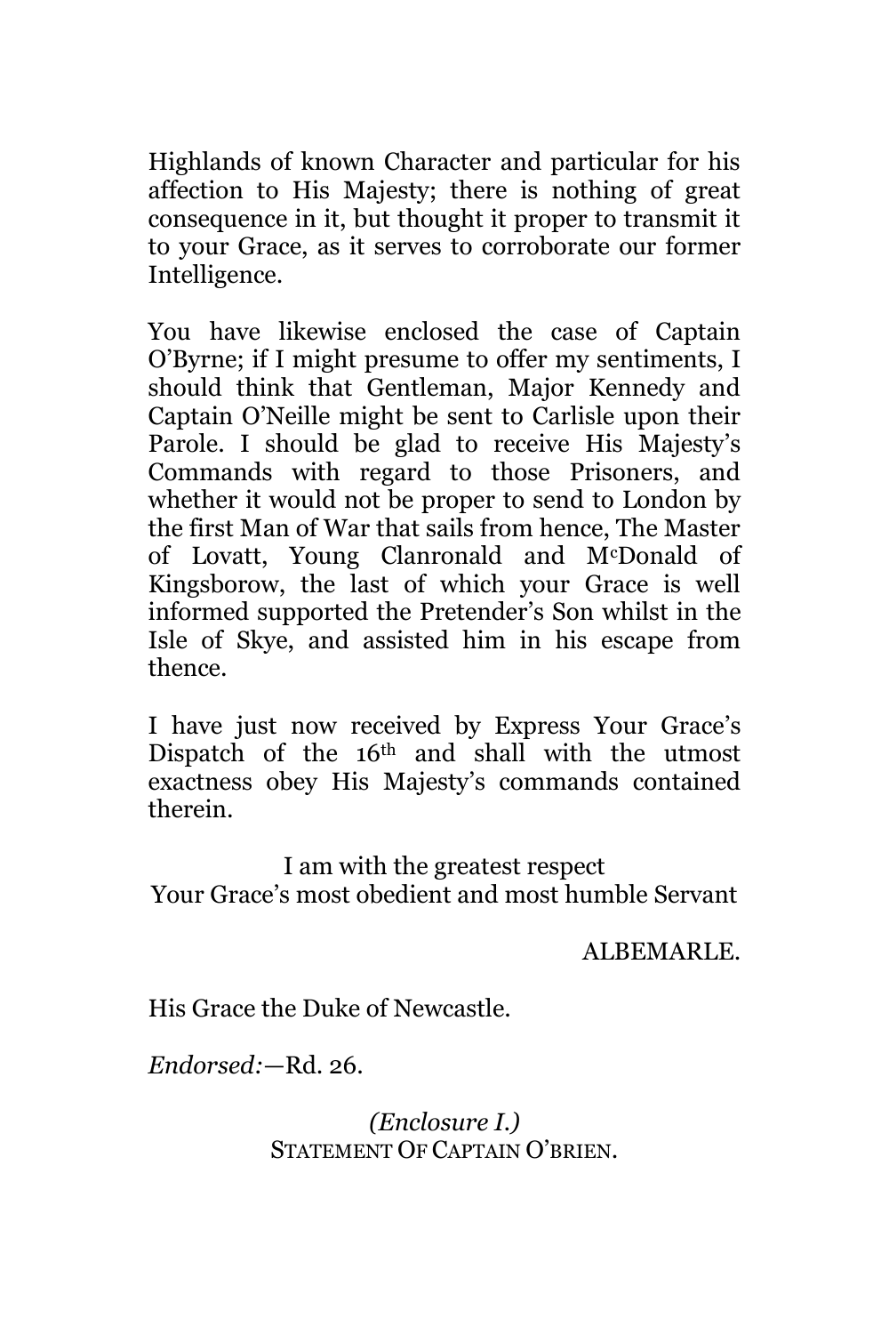Highlands of known Character and particular for his affection to His Majesty; there is nothing of great consequence in it, but thought it proper to transmit it to your Grace, as it serves to corroborate our former Intelligence.

You have likewise enclosed the case of Captain O'Byrne; if I might presume to offer my sentiments, I should think that Gentleman, Major Kennedy and Captain O'Neille might be sent to Carlisle upon their Parole. I should be glad to receive His Majesty's Commands with regard to those Prisoners, and whether it would not be proper to send to London by the first Man of War that sails from hence, The Master of Lovatt, Young Clanronald and M^c^Donald of Kingsborow, the last of which your Grace is well informed supported the Pretender's Son whilst in the Isle of Skye, and assisted him in his escape from thence.

I have just now received by Express Your Grace's Dispatch of the 16th and shall with the utmost exactness obey His Majesty's commands contained therein.

I am with the greatest respect
Your Grace's most obedient and most humble Servant

ALBEMARLE.

His Grace the Duke of Newcastle.

*Endorsed:*—Rd. 26.

*(Enclosure I.)*
STATEMENT OF CAPTAIN O'BRIEN.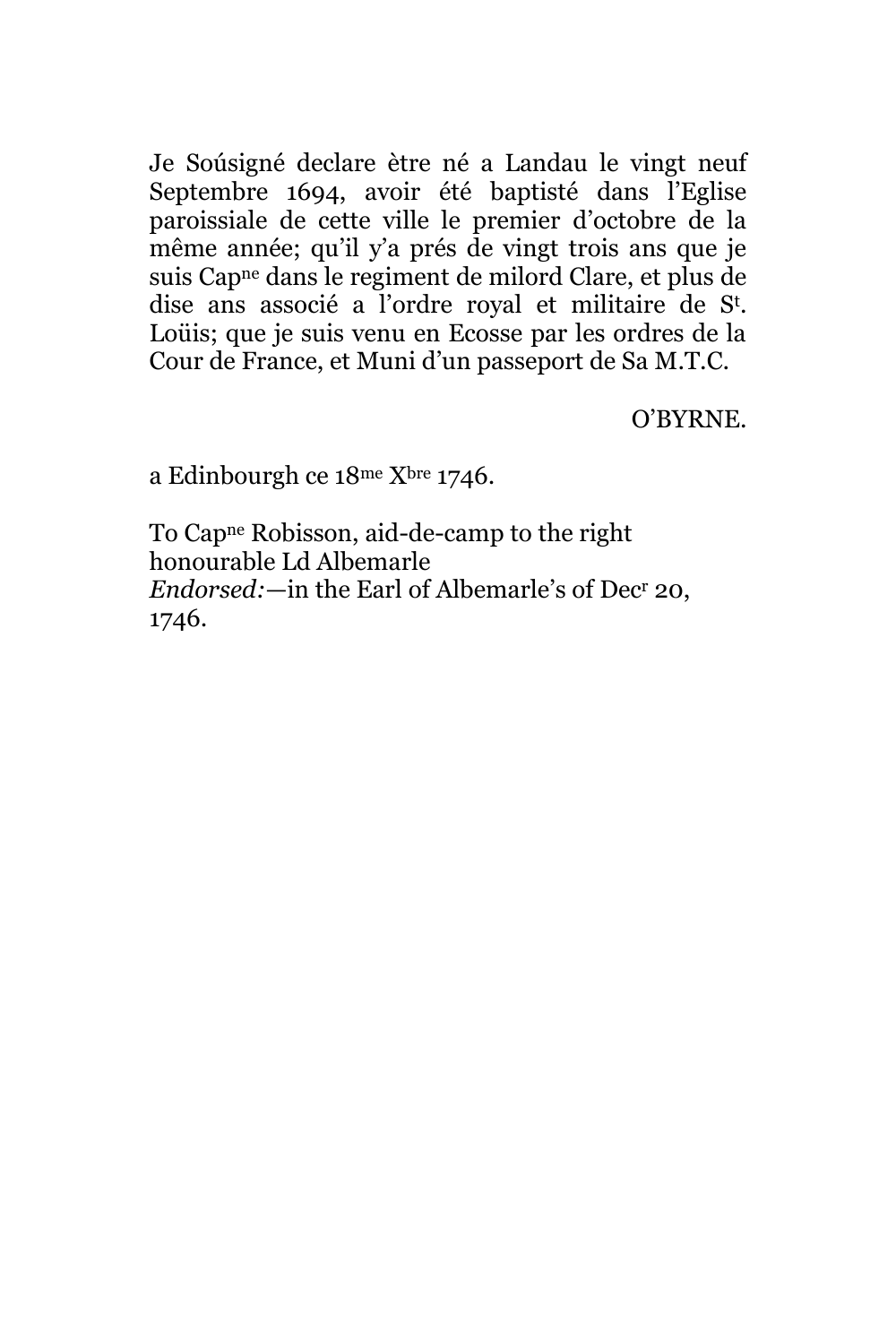Je Soúsigné declare ètre né a Landau le vingt neuf Septembre 1694, avoir été baptisté dans l'Eglise paroissiale de cette ville le premier d'octobre de la même année; qu'il y'a prés de vingt trois ans que je suis Cap^ne dans le regiment de milord Clare, et plus de dise ans associé a l'ordre royal et militaire de S^t. Loüis; que je suis venu en Ecosse par les ordres de la Cour de France, et Muni d'un passeport de Sa M.T.C.

O'BYRNE.

a Edinbourgh ce 18^me X^bre 1746.

To Cap^ne Robisson, aid-de-camp to the right honourable Ld Albemarle
*Endorsed:*—in the Earl of Albemarle's of Dec^r 20, 1746.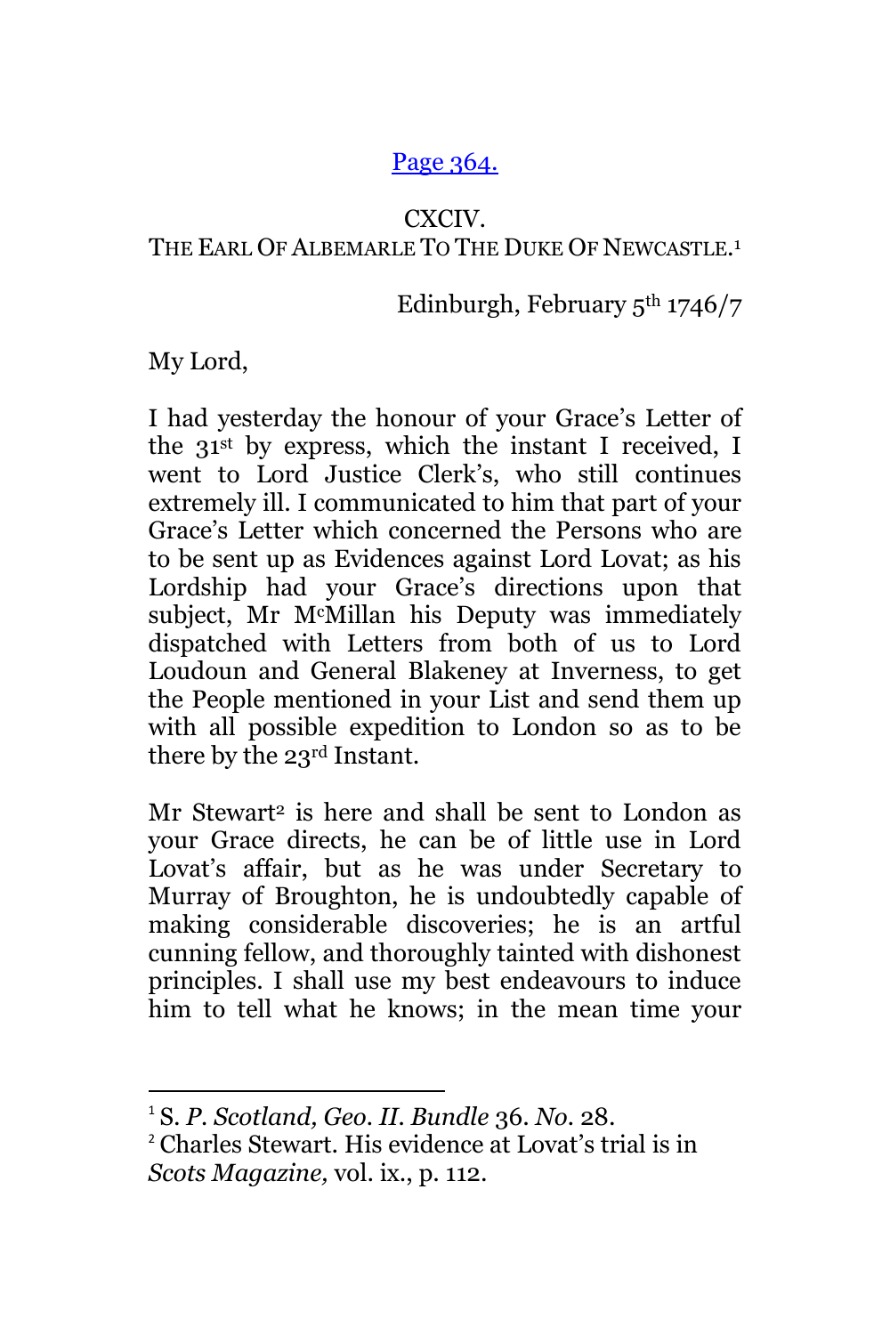[Page 364.](#)

CXCIV.

THE EARL OF ALBEMARLE TO THE DUKE OF NEWCASTLE.[1]

Edinburgh, February 5th 1746/7

My Lord,

I had yesterday the honour of your Grace's Letter of the 31st by express, which the instant I received, I went to Lord Justice Clerk's, who still continues extremely ill. I communicated to him that part of your Grace's Letter which concerned the Persons who are to be sent up as Evidences against Lord Lovat; as his Lordship had your Grace's directions upon that subject, Mr McMillan his Deputy was immediately dispatched with Letters from both of us to Lord Loudoun and General Blakeney at Inverness, to get the People mentioned in your List and send them up with all possible expedition to London so as to be there by the 23rd Instant.

Mr Stewart[2] is here and shall be sent to London as your Grace directs, he can be of little use in Lord Lovat's affair, but as he was under Secretary to Murray of Broughton, he is undoubtedly capable of making considerable discoveries; he is an artful cunning fellow, and thoroughly tainted with dishonest principles. I shall use my best endeavours to induce him to tell what he knows; in the mean time your

---

[1] S. *P. Scotland, Geo. II. Bundle* 36. *No.* 28.

[2] Charles Stewart. His evidence at Lovat's trial is in *Scots Magazine*, vol. ix., p. 112.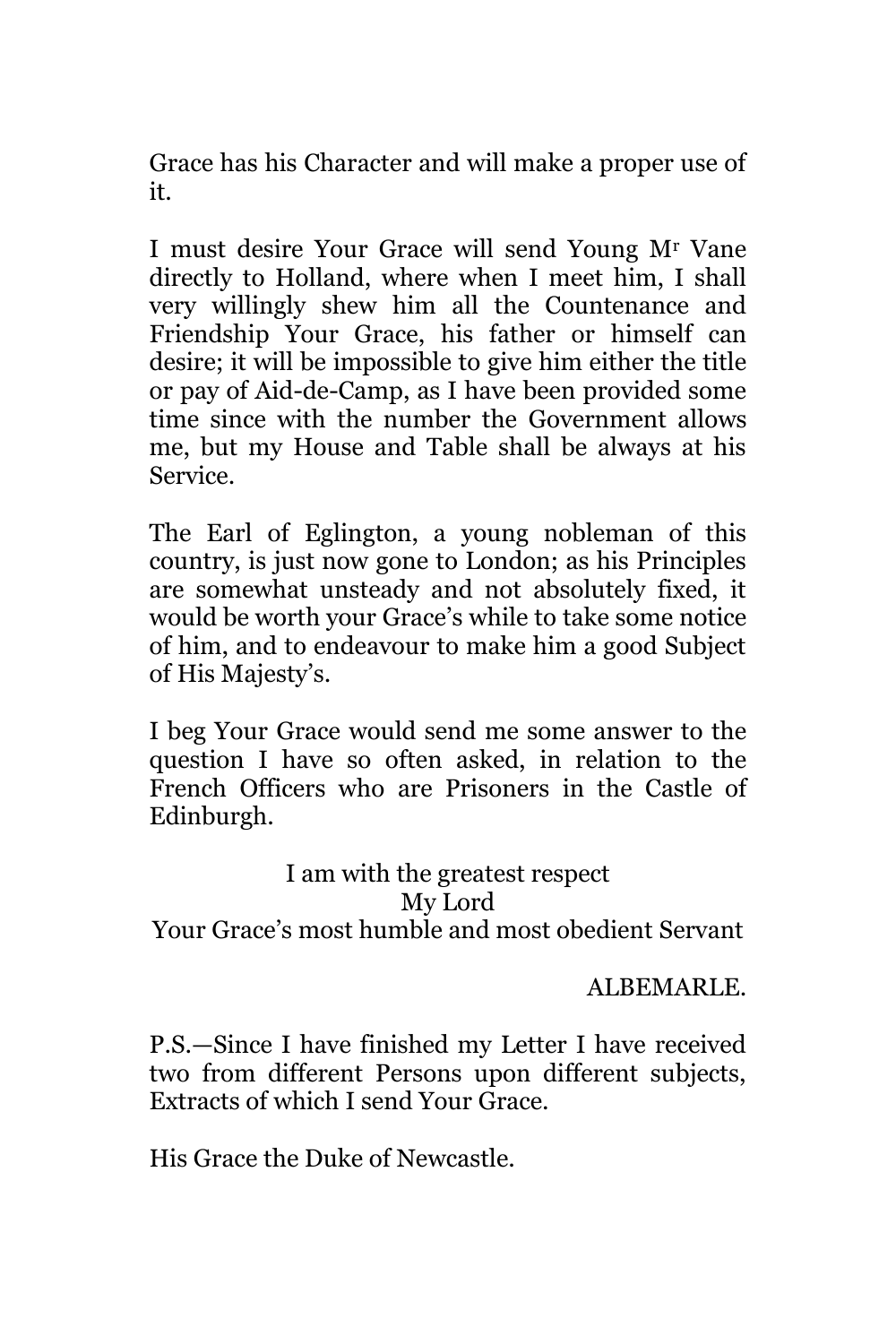Grace has his Character and will make a proper use of it.

I must desire Your Grace will send Young Mr Vane directly to Holland, where when I meet him, I shall very willingly shew him all the Countenance and Friendship Your Grace, his father or himself can desire; it will be impossible to give him either the title or pay of Aid-de-Camp, as I have been provided some time since with the number the Government allows me, but my House and Table shall be always at his Service.

The Earl of Eglington, a young nobleman of this country, is just now gone to London; as his Principles are somewhat unsteady and not absolutely fixed, it would be worth your Grace's while to take some notice of him, and to endeavour to make him a good Subject of His Majesty's.

I beg Your Grace would send me some answer to the question I have so often asked, in relation to the French Officers who are Prisoners in the Castle of Edinburgh.

I am with the greatest respect
My Lord
Your Grace's most humble and most obedient Servant

ALBEMARLE.

P.S.—Since I have finished my Letter I have received two from different Persons upon different subjects, Extracts of which I send Your Grace.

His Grace the Duke of Newcastle.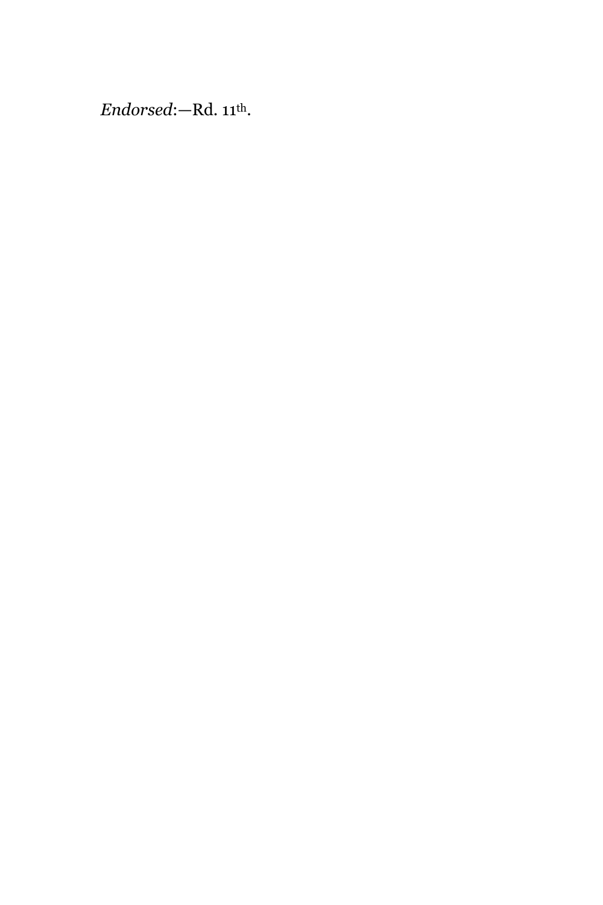*Endorsed*:—Rd. 11th.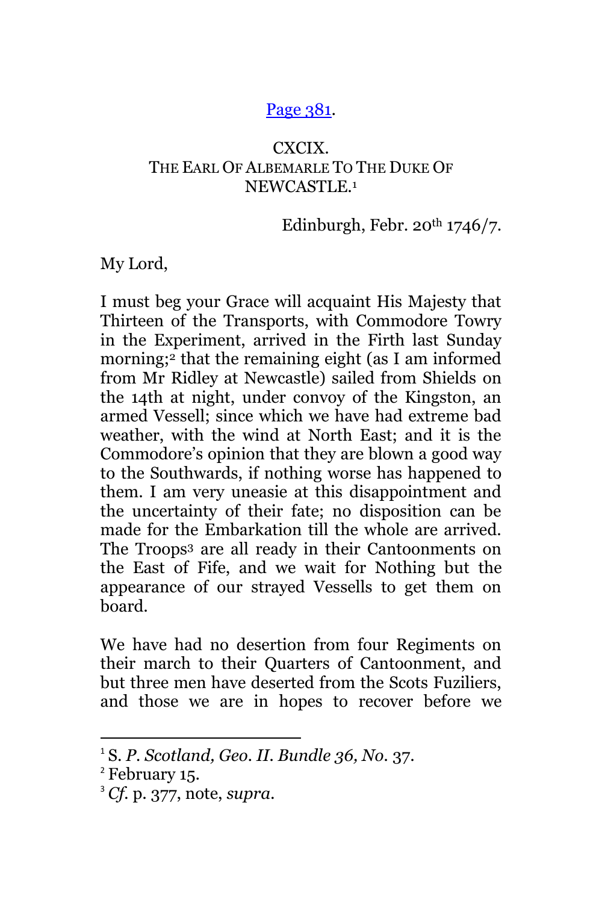[Page 381](#).

CXCIX.
THE EARL OF ALBEMARLE TO THE DUKE OF NEWCASTLE.[1]

Edinburgh, Febr. 20th 1746/7.

My Lord,

I must beg your Grace will acquaint His Majesty that Thirteen of the Transports, with Commodore Towry in the Experiment, arrived in the Firth last Sunday morning;[2] that the remaining eight (as I am informed from Mr Ridley at Newcastle) sailed from Shields on the 14th at night, under convoy of the Kingston, an armed Vessell; since which we have had extreme bad weather, with the wind at North East; and it is the Commodore's opinion that they are blown a good way to the Southwards, if nothing worse has happened to them. I am very uneasie at this disappointment and the uncertainty of their fate; no disposition can be made for the Embarkation till the whole are arrived. The Troops[3] are all ready in their Cantoonments on the East of Fife, and we wait for Nothing but the appearance of our strayed Vessells to get them on board.

We have had no desertion from four Regiments on their march to their Quarters of Cantoonment, and but three men have deserted from the Scots Fuziliers, and those we are in hopes to recover before we

---

[1] S. *P. Scotland, Geo. II. Bundle 36, No.* 37.

[2] February 15.

[3] *Cf.* p. 377, note, *supra*.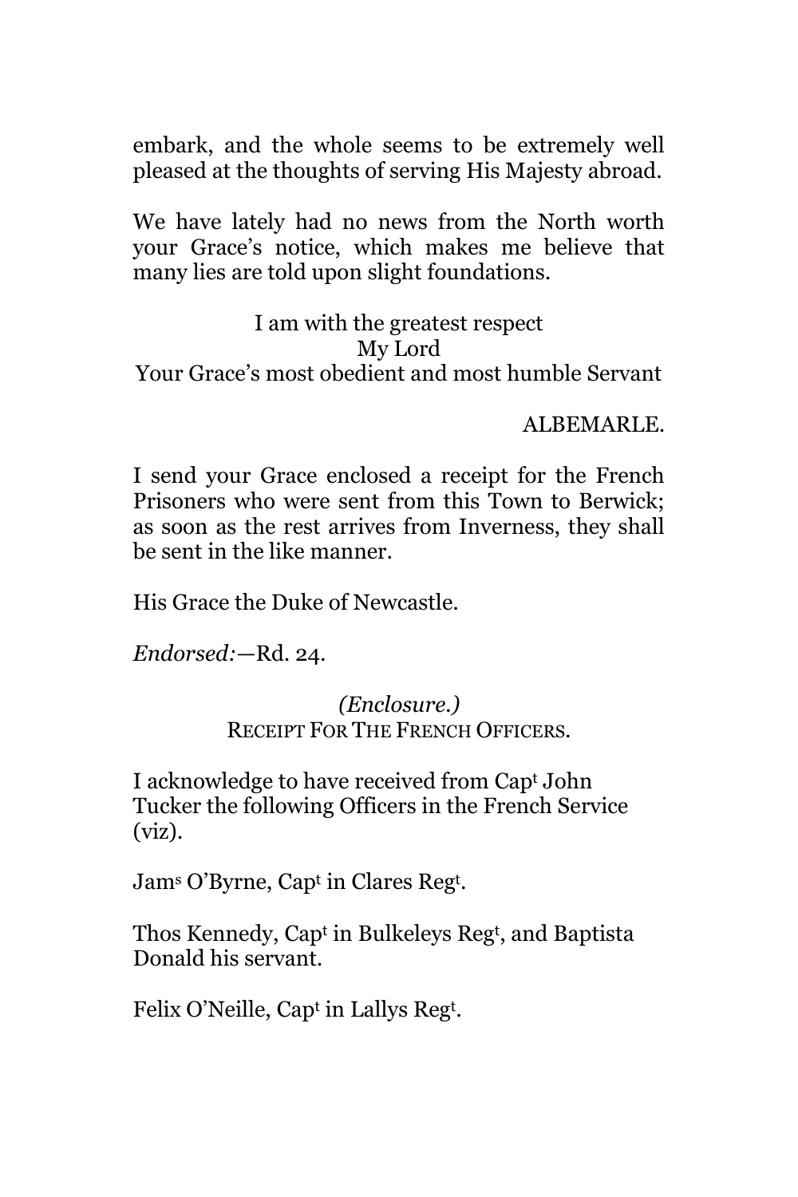embark, and the whole seems to be extremely well pleased at the thoughts of serving His Majesty abroad.

We have lately had no news from the North worth your Grace's notice, which makes me believe that many lies are told upon slight foundations.

I am with the greatest respect
My Lord
Your Grace's most obedient and most humble Servant

ALBEMARLE.

I send your Grace enclosed a receipt for the French Prisoners who were sent from this Town to Berwick; as soon as the rest arrives from Inverness, they shall be sent in the like manner.

His Grace the Duke of Newcastle.

*Endorsed:*—Rd. 24.

*(Enclosure.)*
RECEIPT FOR THE FRENCH OFFICERS.

I acknowledge to have received from Cap[t] John Tucker the following Officers in the French Service (viz).

Jam[s] O'Byrne, Cap[t] in Clares Reg[t].

Thos Kennedy, Cap[t] in Bulkeleys Reg[t], and Baptista Donald his servant.

Felix O'Neille, Cap[t] in Lallys Reg[t].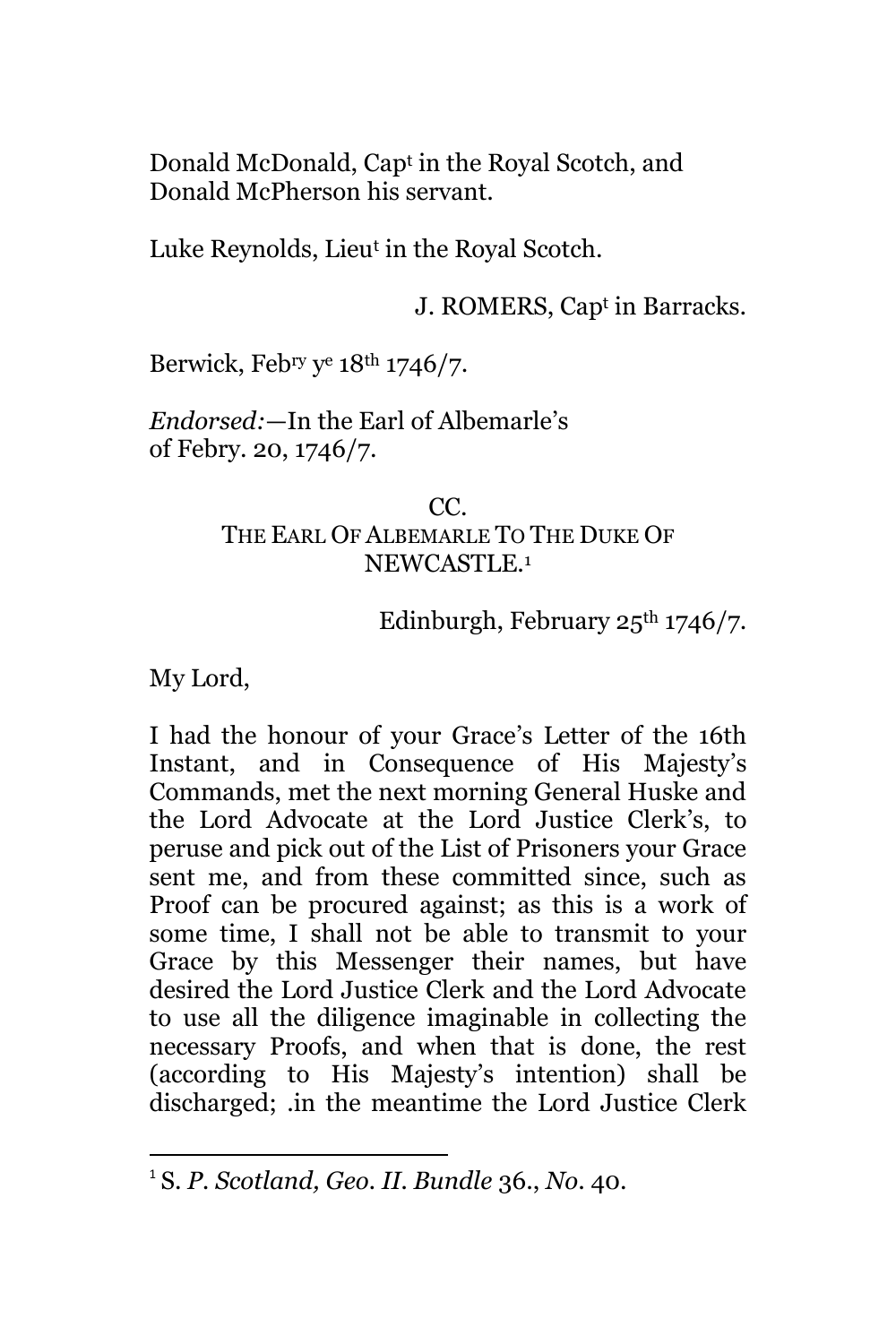Donald McDonald, Capt in the Royal Scotch, and Donald McPherson his servant.

Luke Reynolds, Lieut in the Royal Scotch.

J. ROMERS, Capt in Barracks.

Berwick, Febry ye 18th 1746/7.

*Endorsed:*—In the Earl of Albemarle's of Febry. 20, 1746/7.

## CC.
## THE EARL OF ALBEMARLE TO THE DUKE OF NEWCASTLE.[1]

Edinburgh, February 25th 1746/7.

My Lord,

I had the honour of your Grace's Letter of the 16th Instant, and in Consequence of His Majesty's Commands, met the next morning General Huske and the Lord Advocate at the Lord Justice Clerk's, to peruse and pick out of the List of Prisoners your Grace sent me, and from these committed since, such as Proof can be procured against; as this is a work of some time, I shall not be able to transmit to your Grace by this Messenger their names, but have desired the Lord Justice Clerk and the Lord Advocate to use all the diligence imaginable in collecting the necessary Proofs, and when that is done, the rest (according to His Majesty's intention) shall be discharged; .in the meantime the Lord Justice Clerk

---

[1] S. *P. Scotland, Geo. II. Bundle* 36., *No.* 40.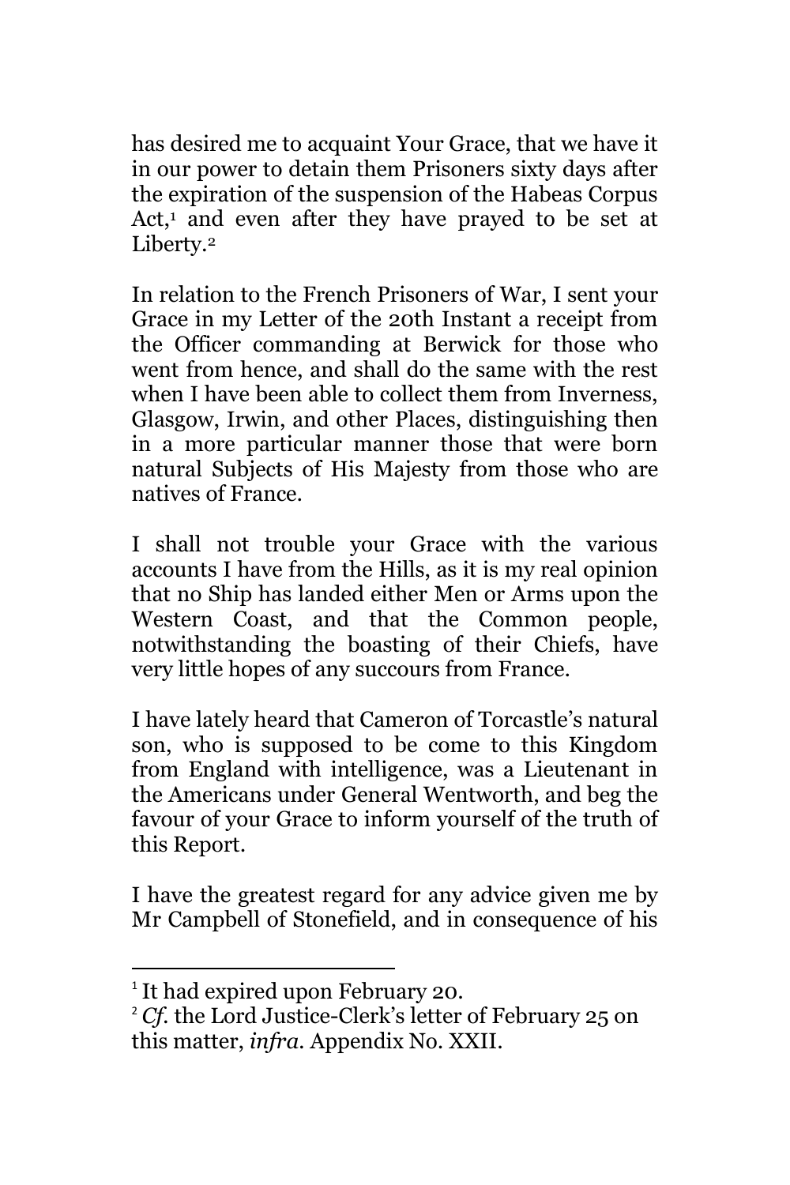has desired me to acquaint Your Grace, that we have it in our power to detain them Prisoners sixty days after the expiration of the suspension of the Habeas Corpus Act,[1] and even after they have prayed to be set at Liberty.[2]

In relation to the French Prisoners of War, I sent your Grace in my Letter of the 20th Instant a receipt from the Officer commanding at Berwick for those who went from hence, and shall do the same with the rest when I have been able to collect them from Inverness, Glasgow, Irwin, and other Places, distinguishing then in a more particular manner those that were born natural Subjects of His Majesty from those who are natives of France.

I shall not trouble your Grace with the various accounts I have from the Hills, as it is my real opinion that no Ship has landed either Men or Arms upon the Western Coast, and that the Common people, notwithstanding the boasting of their Chiefs, have very little hopes of any succours from France.

I have lately heard that Cameron of Torcastle's natural son, who is supposed to be come to this Kingdom from England with intelligence, was a Lieutenant in the Americans under General Wentworth, and beg the favour of your Grace to inform yourself of the truth of this Report.

I have the greatest regard for any advice given me by Mr Campbell of Stonefield, and in consequence of his

---

[1] It had expired upon February 20.

[2] *Cf.* the Lord Justice-Clerk's letter of February 25 on this matter, *infra*. Appendix No. XXII.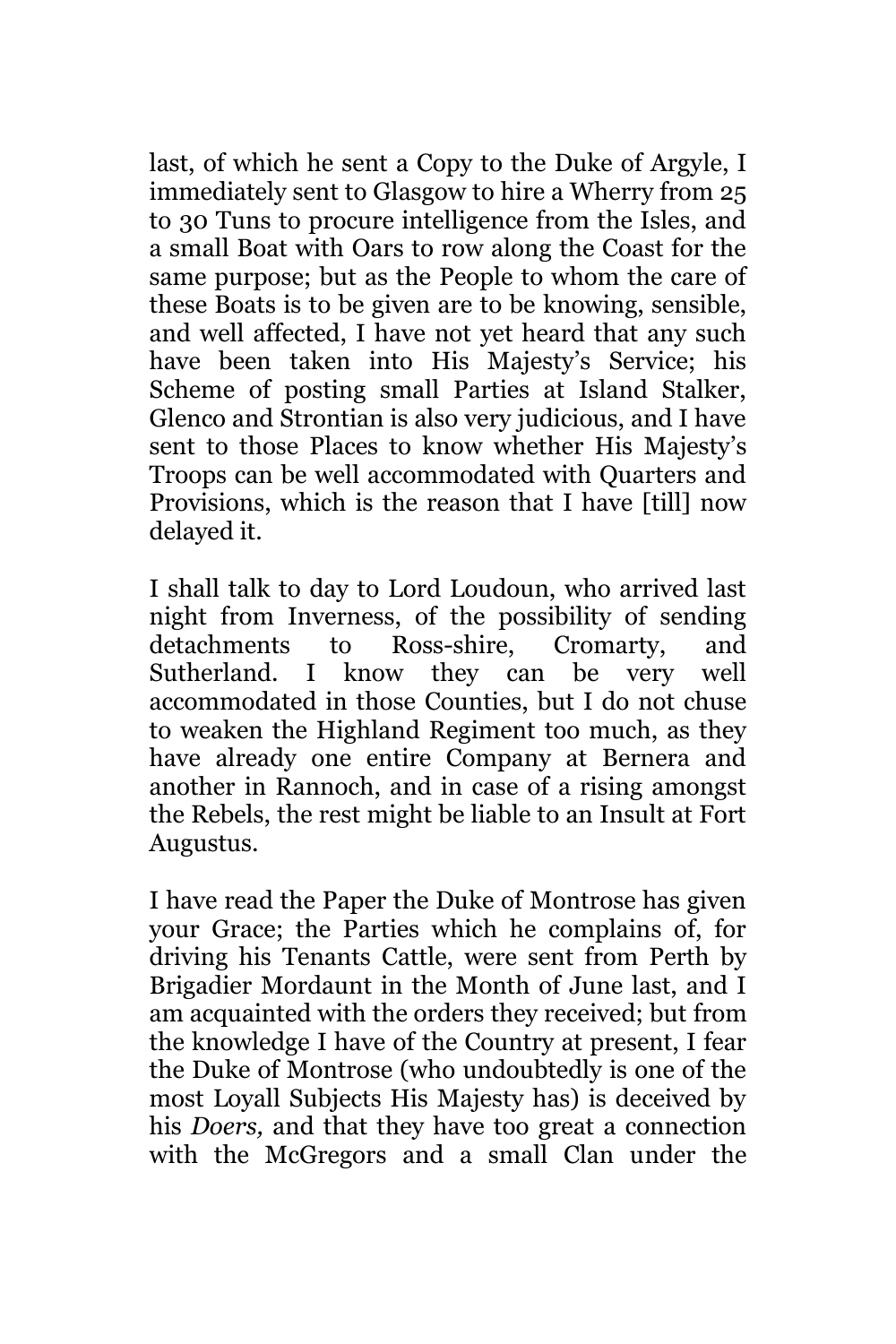last, of which he sent a Copy to the Duke of Argyle, I immediately sent to Glasgow to hire a Wherry from 25 to 30 Tuns to procure intelligence from the Isles, and a small Boat with Oars to row along the Coast for the same purpose; but as the People to whom the care of these Boats is to be given are to be knowing, sensible, and well affected, I have not yet heard that any such have been taken into His Majesty's Service; his Scheme of posting small Parties at Island Stalker, Glenco and Strontian is also very judicious, and I have sent to those Places to know whether His Majesty's Troops can be well accommodated with Quarters and Provisions, which is the reason that I have [till] now delayed it.

I shall talk to day to Lord Loudoun, who arrived last night from Inverness, of the possibility of sending detachments to Ross-shire, Cromarty, and Sutherland. I know they can be very well accommodated in those Counties, but I do not chuse to weaken the Highland Regiment too much, as they have already one entire Company at Bernera and another in Rannoch, and in case of a rising amongst the Rebels, the rest might be liable to an Insult at Fort Augustus.

I have read the Paper the Duke of Montrose has given your Grace; the Parties which he complains of, for driving his Tenants Cattle, were sent from Perth by Brigadier Mordaunt in the Month of June last, and I am acquainted with the orders they received; but from the knowledge I have of the Country at present, I fear the Duke of Montrose (who undoubtedly is one of the most Loyall Subjects His Majesty has) is deceived by his *Doers,* and that they have too great a connection with the McGregors and a small Clan under the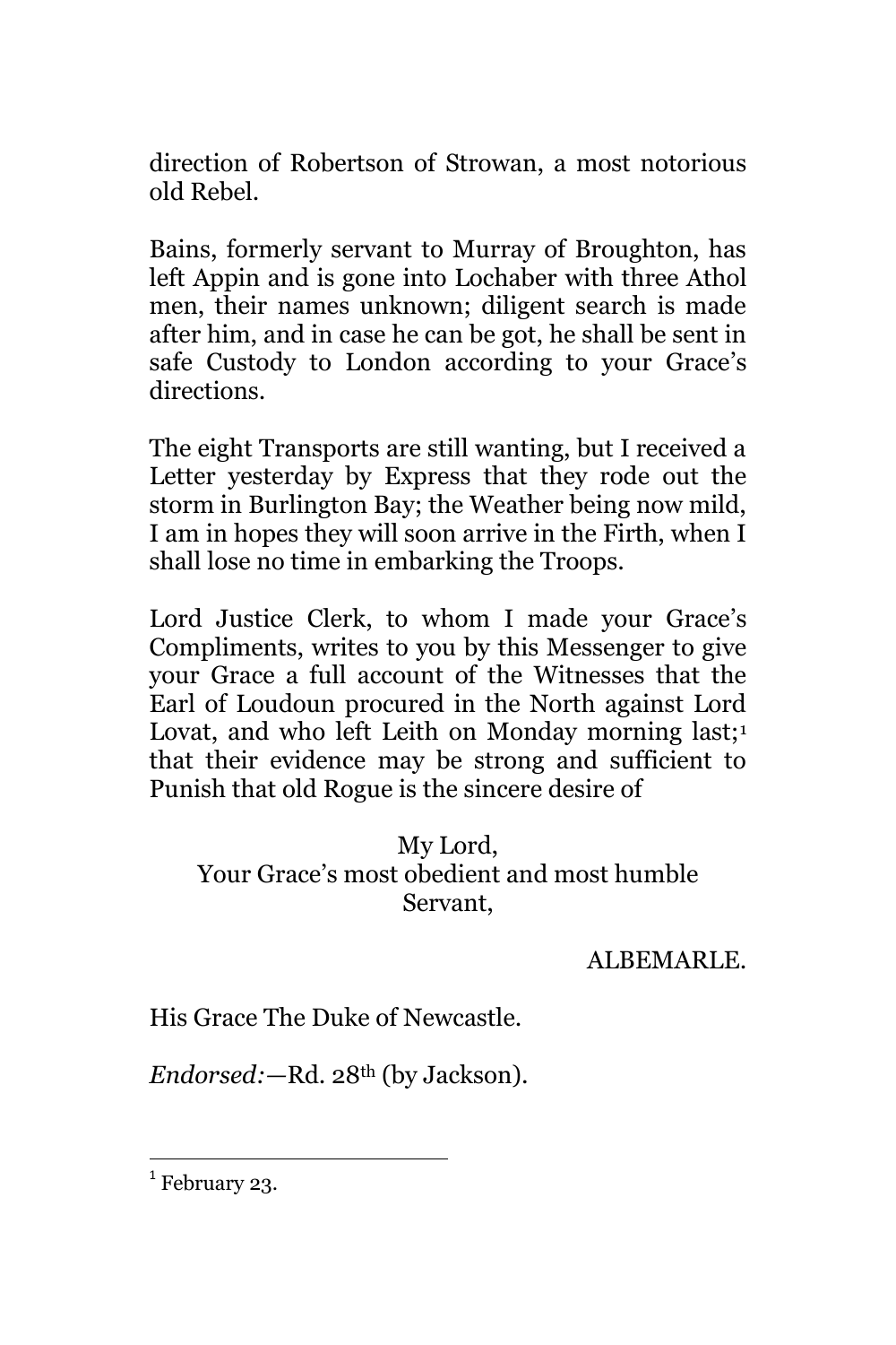direction of Robertson of Strowan, a most notorious old Rebel.

Bains, formerly servant to Murray of Broughton, has left Appin and is gone into Lochaber with three Athol men, their names unknown; diligent search is made after him, and in case he can be got, he shall be sent in safe Custody to London according to your Grace's directions.

The eight Transports are still wanting, but I received a Letter yesterday by Express that they rode out the storm in Burlington Bay; the Weather being now mild, I am in hopes they will soon arrive in the Firth, when I shall lose no time in embarking the Troops.

Lord Justice Clerk, to whom I made your Grace's Compliments, writes to you by this Messenger to give your Grace a full account of the Witnesses that the Earl of Loudoun procured in the North against Lord Lovat, and who left Leith on Monday morning last;[1] that their evidence may be strong and sufficient to Punish that old Rogue is the sincere desire of

My Lord,
Your Grace's most obedient and most humble
Servant,

ALBEMARLE.

His Grace The Duke of Newcastle.

*Endorsed:*—Rd. 28th (by Jackson).

---

[1] February 23.